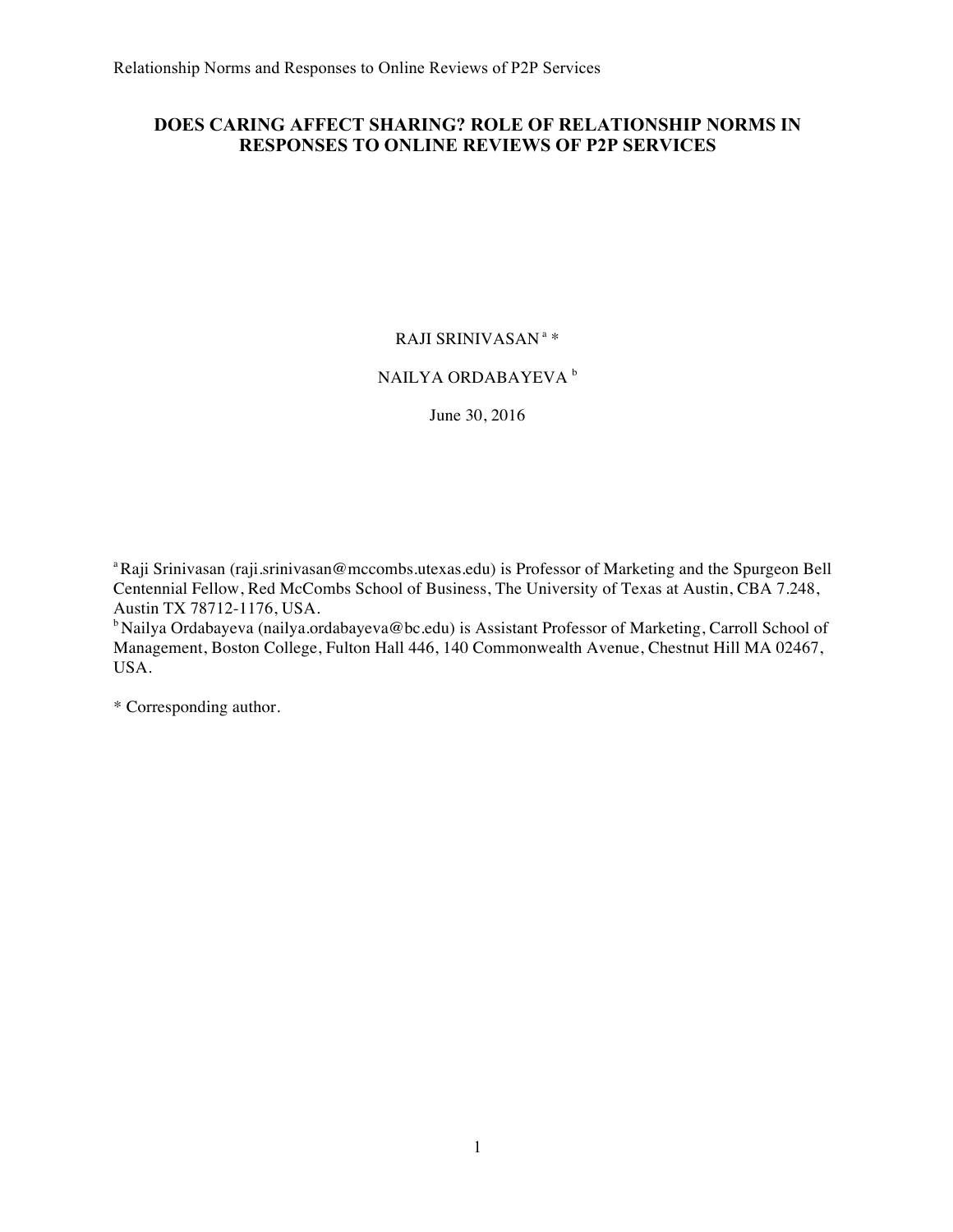# DOES CARING AFFECT SHARING? ROLE OF RELATIONSHIP NORMS IN RESPONSES TO ONLINE REVIEWS OF P2P SERVICES

RAJI SRINIVASAN [a] *

NAILYA ORDABAYEVA [b]

June 30, 2016

[a] Raji Srinivasan (raji.srinivasan@mccombs.utexas.edu) is Professor of Marketing and the Spurgeon Bell Centennial Fellow, Red McCombs School of Business, The University of Texas at Austin, CBA 7.248, Austin TX 78712-1176, USA.

[b] Nailya Ordabayeva (nailya.ordabayeva@bc.edu) is Assistant Professor of Marketing, Carroll School of Management, Boston College, Fulton Hall 446, 140 Commonwealth Avenue, Chestnut Hill MA 02467, USA.

* Corresponding author.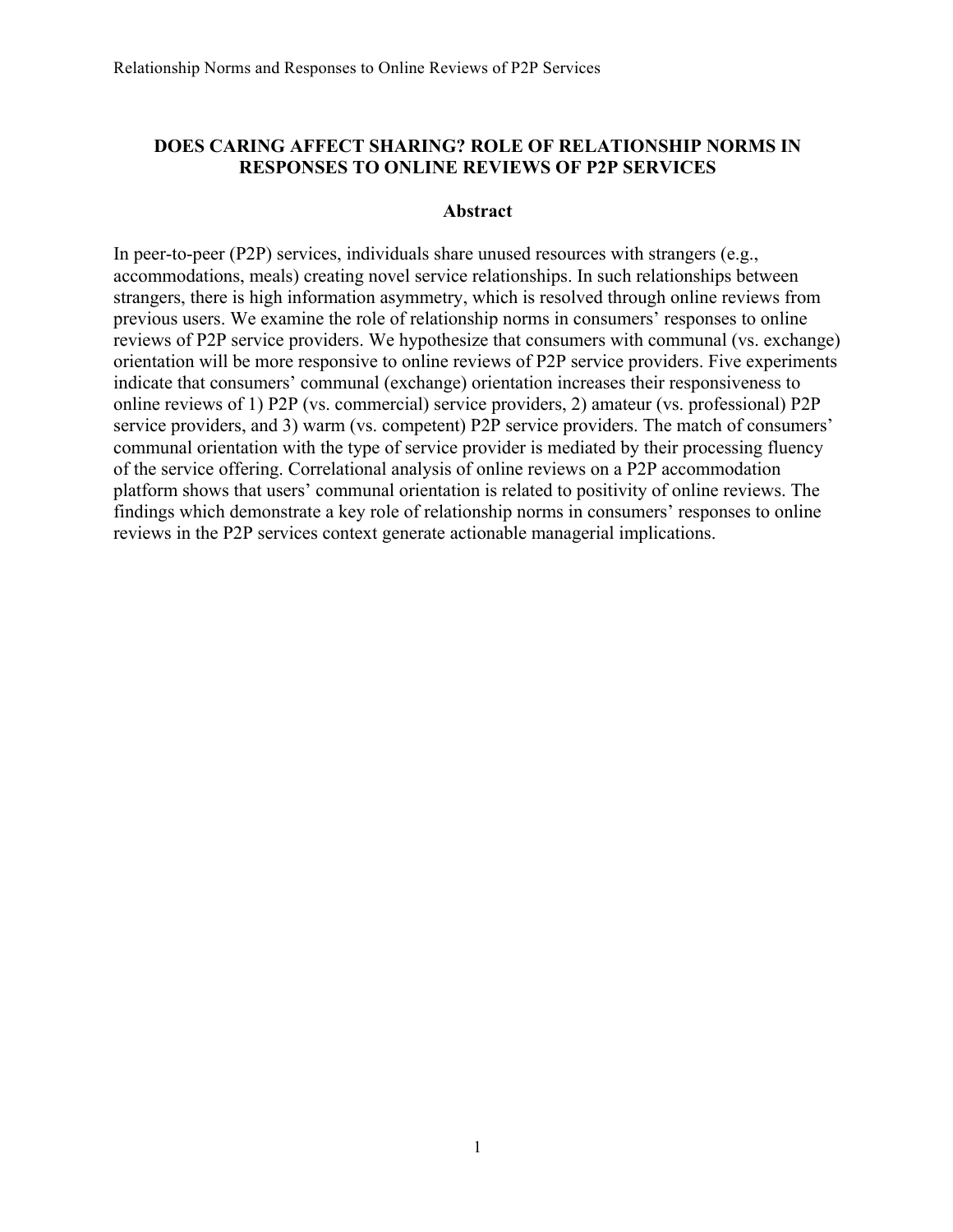# DOES CARING AFFECT SHARING? ROLE OF RELATIONSHIP NORMS IN RESPONSES TO ONLINE REVIEWS OF P2P SERVICES

## Abstract

In peer-to-peer (P2P) services, individuals share unused resources with strangers (e.g., accommodations, meals) creating novel service relationships. In such relationships between strangers, there is high information asymmetry, which is resolved through online reviews from previous users. We examine the role of relationship norms in consumers' responses to online reviews of P2P service providers. We hypothesize that consumers with communal (vs. exchange) orientation will be more responsive to online reviews of P2P service providers. Five experiments indicate that consumers' communal (exchange) orientation increases their responsiveness to online reviews of 1) P2P (vs. commercial) service providers, 2) amateur (vs. professional) P2P service providers, and 3) warm (vs. competent) P2P service providers. The match of consumers' communal orientation with the type of service provider is mediated by their processing fluency of the service offering. Correlational analysis of online reviews on a P2P accommodation platform shows that users' communal orientation is related to positivity of online reviews. The findings which demonstrate a key role of relationship norms in consumers' responses to online reviews in the P2P services context generate actionable managerial implications.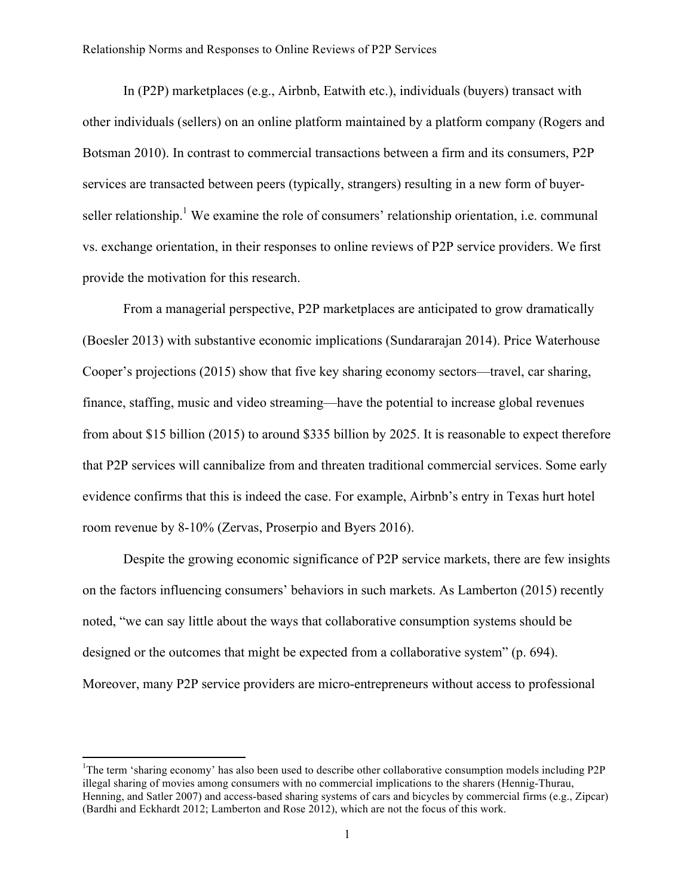In (P2P) marketplaces (e.g., Airbnb, Eatwith etc.), individuals (buyers) transact with other individuals (sellers) on an online platform maintained by a platform company (Rogers and Botsman 2010). In contrast to commercial transactions between a firm and its consumers, P2P services are transacted between peers (typically, strangers) resulting in a new form of buyer-seller relationship.[1] We examine the role of consumers' relationship orientation, i.e. communal vs. exchange orientation, in their responses to online reviews of P2P service providers. We first provide the motivation for this research.

From a managerial perspective, P2P marketplaces are anticipated to grow dramatically (Boesler 2013) with substantive economic implications (Sundararajan 2014). Price Waterhouse Cooper's projections (2015) show that five key sharing economy sectors—travel, car sharing, finance, staffing, music and video streaming—have the potential to increase global revenues from about \$15 billion (2015) to around \$335 billion by 2025. It is reasonable to expect therefore that P2P services will cannibalize from and threaten traditional commercial services. Some early evidence confirms that this is indeed the case. For example, Airbnb's entry in Texas hurt hotel room revenue by 8-10% (Zervas, Proserpio and Byers 2016).

Despite the growing economic significance of P2P service markets, there are few insights on the factors influencing consumers' behaviors in such markets. As Lamberton (2015) recently noted, "we can say little about the ways that collaborative consumption systems should be designed or the outcomes that might be expected from a collaborative system" (p. 694). Moreover, many P2P service providers are micro-entrepreneurs without access to professional

[1]The term 'sharing economy' has also been used to describe other collaborative consumption models including P2P illegal sharing of movies among consumers with no commercial implications to the sharers (Hennig-Thurau, Henning, and Satler 2007) and access-based sharing systems of cars and bicycles by commercial firms (e.g., Zipcar) (Bardhi and Eckhardt 2012; Lamberton and Rose 2012), which are not the focus of this work.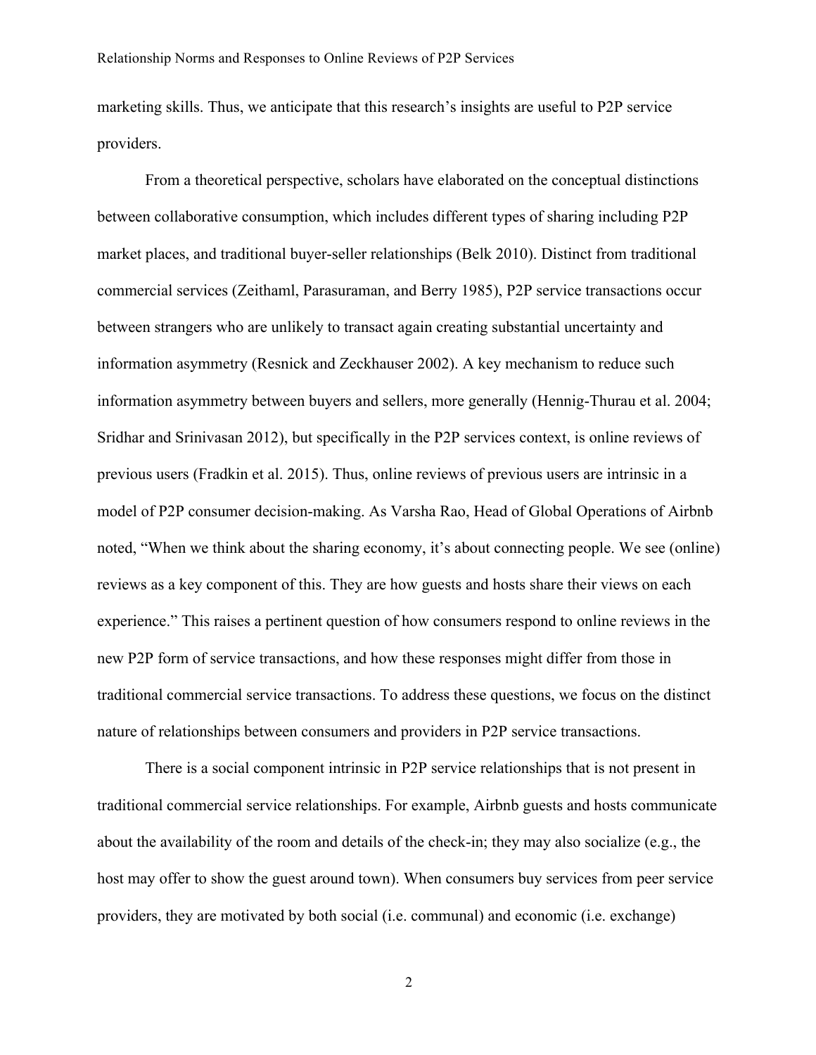marketing skills. Thus, we anticipate that this research's insights are useful to P2P service providers.

From a theoretical perspective, scholars have elaborated on the conceptual distinctions between collaborative consumption, which includes different types of sharing including P2P market places, and traditional buyer-seller relationships (Belk 2010). Distinct from traditional commercial services (Zeithaml, Parasuraman, and Berry 1985), P2P service transactions occur between strangers who are unlikely to transact again creating substantial uncertainty and information asymmetry (Resnick and Zeckhauser 2002). A key mechanism to reduce such information asymmetry between buyers and sellers, more generally (Hennig-Thurau et al. 2004; Sridhar and Srinivasan 2012), but specifically in the P2P services context, is online reviews of previous users (Fradkin et al. 2015). Thus, online reviews of previous users are intrinsic in a model of P2P consumer decision-making. As Varsha Rao, Head of Global Operations of Airbnb noted, "When we think about the sharing economy, it's about connecting people. We see (online) reviews as a key component of this. They are how guests and hosts share their views on each experience." This raises a pertinent question of how consumers respond to online reviews in the new P2P form of service transactions, and how these responses might differ from those in traditional commercial service transactions. To address these questions, we focus on the distinct nature of relationships between consumers and providers in P2P service transactions.

There is a social component intrinsic in P2P service relationships that is not present in traditional commercial service relationships. For example, Airbnb guests and hosts communicate about the availability of the room and details of the check-in; they may also socialize (e.g., the host may offer to show the guest around town). When consumers buy services from peer service providers, they are motivated by both social (i.e. communal) and economic (i.e. exchange)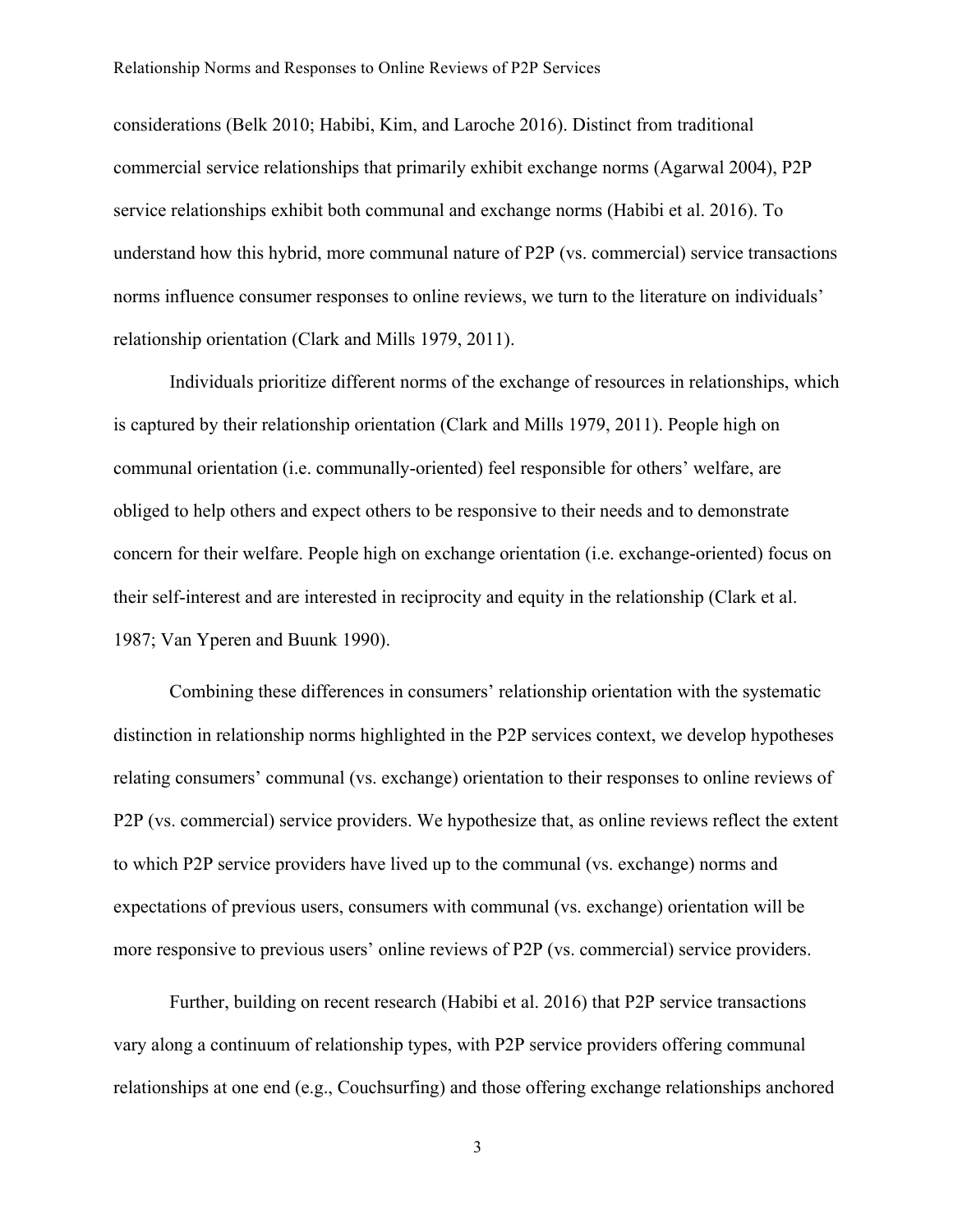considerations (Belk 2010; Habibi, Kim, and Laroche 2016). Distinct from traditional commercial service relationships that primarily exhibit exchange norms (Agarwal 2004), P2P service relationships exhibit both communal and exchange norms (Habibi et al. 2016). To understand how this hybrid, more communal nature of P2P (vs. commercial) service transactions norms influence consumer responses to online reviews, we turn to the literature on individuals' relationship orientation (Clark and Mills 1979, 2011).

Individuals prioritize different norms of the exchange of resources in relationships, which is captured by their relationship orientation (Clark and Mills 1979, 2011). People high on communal orientation (i.e. communally-oriented) feel responsible for others' welfare, are obliged to help others and expect others to be responsive to their needs and to demonstrate concern for their welfare. People high on exchange orientation (i.e. exchange-oriented) focus on their self-interest and are interested in reciprocity and equity in the relationship (Clark et al. 1987; Van Yperen and Buunk 1990).

Combining these differences in consumers' relationship orientation with the systematic distinction in relationship norms highlighted in the P2P services context, we develop hypotheses relating consumers' communal (vs. exchange) orientation to their responses to online reviews of P2P (vs. commercial) service providers. We hypothesize that, as online reviews reflect the extent to which P2P service providers have lived up to the communal (vs. exchange) norms and expectations of previous users, consumers with communal (vs. exchange) orientation will be more responsive to previous users' online reviews of P2P (vs. commercial) service providers.

Further, building on recent research (Habibi et al. 2016) that P2P service transactions vary along a continuum of relationship types, with P2P service providers offering communal relationships at one end (e.g., Couchsurfing) and those offering exchange relationships anchored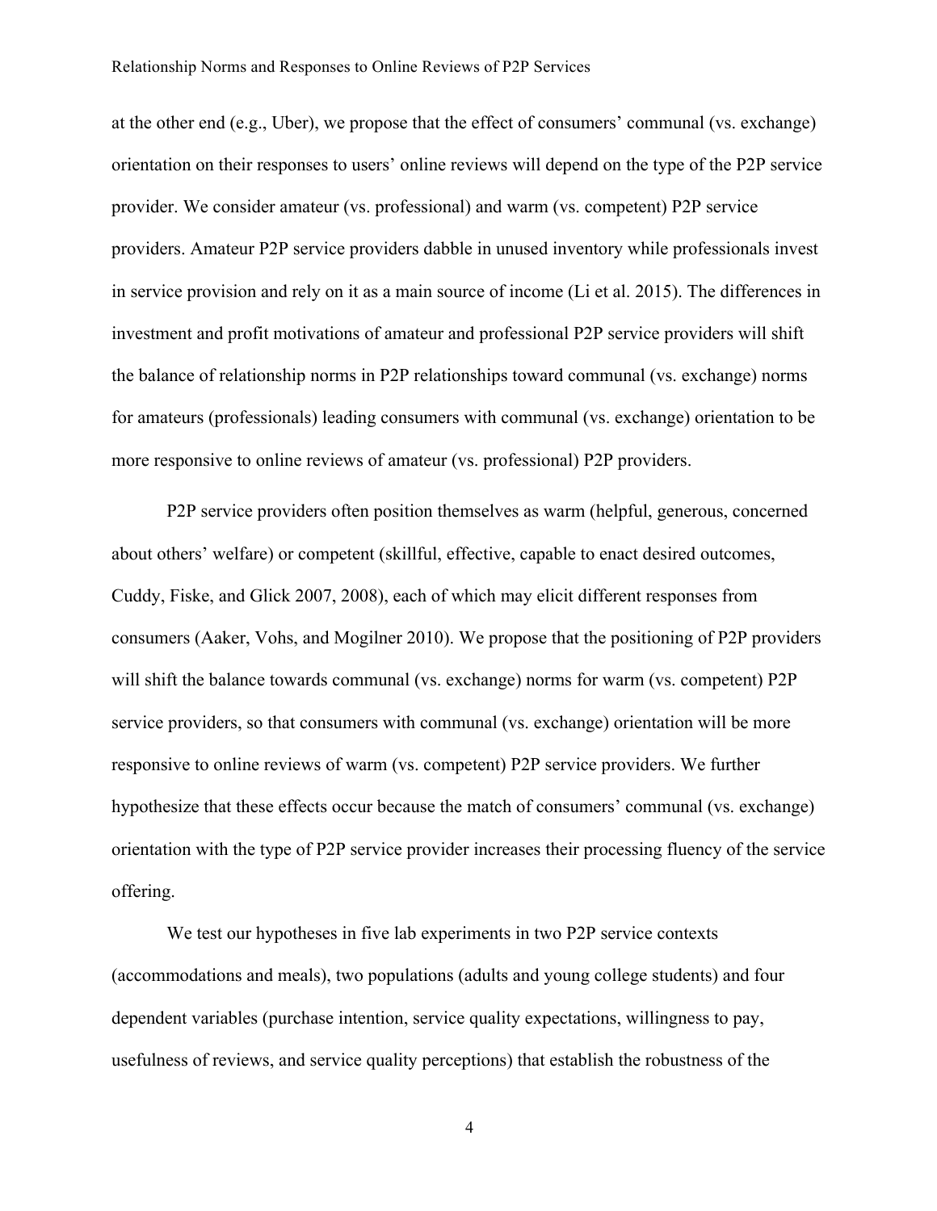at the other end (e.g., Uber), we propose that the effect of consumers' communal (vs. exchange) orientation on their responses to users' online reviews will depend on the type of the P2P service provider. We consider amateur (vs. professional) and warm (vs. competent) P2P service providers. Amateur P2P service providers dabble in unused inventory while professionals invest in service provision and rely on it as a main source of income (Li et al. 2015). The differences in investment and profit motivations of amateur and professional P2P service providers will shift the balance of relationship norms in P2P relationships toward communal (vs. exchange) norms for amateurs (professionals) leading consumers with communal (vs. exchange) orientation to be more responsive to online reviews of amateur (vs. professional) P2P providers.

P2P service providers often position themselves as warm (helpful, generous, concerned about others' welfare) or competent (skillful, effective, capable to enact desired outcomes, Cuddy, Fiske, and Glick 2007, 2008), each of which may elicit different responses from consumers (Aaker, Vohs, and Mogilner 2010). We propose that the positioning of P2P providers will shift the balance towards communal (vs. exchange) norms for warm (vs. competent) P2P service providers, so that consumers with communal (vs. exchange) orientation will be more responsive to online reviews of warm (vs. competent) P2P service providers. We further hypothesize that these effects occur because the match of consumers' communal (vs. exchange) orientation with the type of P2P service provider increases their processing fluency of the service offering.

We test our hypotheses in five lab experiments in two P2P service contexts (accommodations and meals), two populations (adults and young college students) and four dependent variables (purchase intention, service quality expectations, willingness to pay, usefulness of reviews, and service quality perceptions) that establish the robustness of the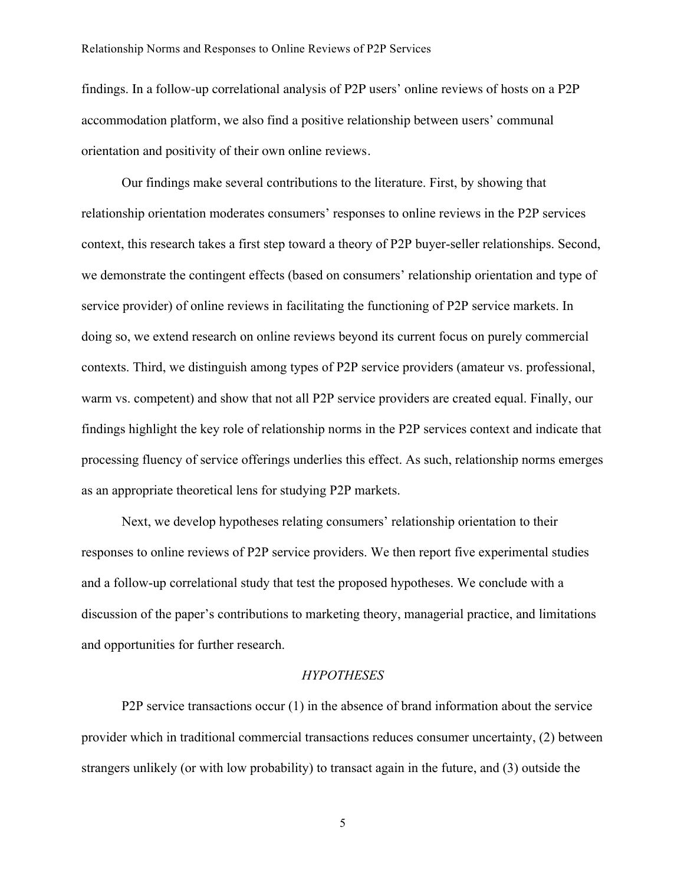findings. In a follow-up correlational analysis of P2P users' online reviews of hosts on a P2P accommodation platform, we also find a positive relationship between users' communal orientation and positivity of their own online reviews.

Our findings make several contributions to the literature. First, by showing that relationship orientation moderates consumers' responses to online reviews in the P2P services context, this research takes a first step toward a theory of P2P buyer-seller relationships. Second, we demonstrate the contingent effects (based on consumers' relationship orientation and type of service provider) of online reviews in facilitating the functioning of P2P service markets. In doing so, we extend research on online reviews beyond its current focus on purely commercial contexts. Third, we distinguish among types of P2P service providers (amateur vs. professional, warm vs. competent) and show that not all P2P service providers are created equal. Finally, our findings highlight the key role of relationship norms in the P2P services context and indicate that processing fluency of service offerings underlies this effect. As such, relationship norms emerges as an appropriate theoretical lens for studying P2P markets.

Next, we develop hypotheses relating consumers' relationship orientation to their responses to online reviews of P2P service providers. We then report five experimental studies and a follow-up correlational study that test the proposed hypotheses. We conclude with a discussion of the paper's contributions to marketing theory, managerial practice, and limitations and opportunities for further research.

## *HYPOTHESES*

P2P service transactions occur (1) in the absence of brand information about the service provider which in traditional commercial transactions reduces consumer uncertainty, (2) between strangers unlikely (or with low probability) to transact again in the future, and (3) outside the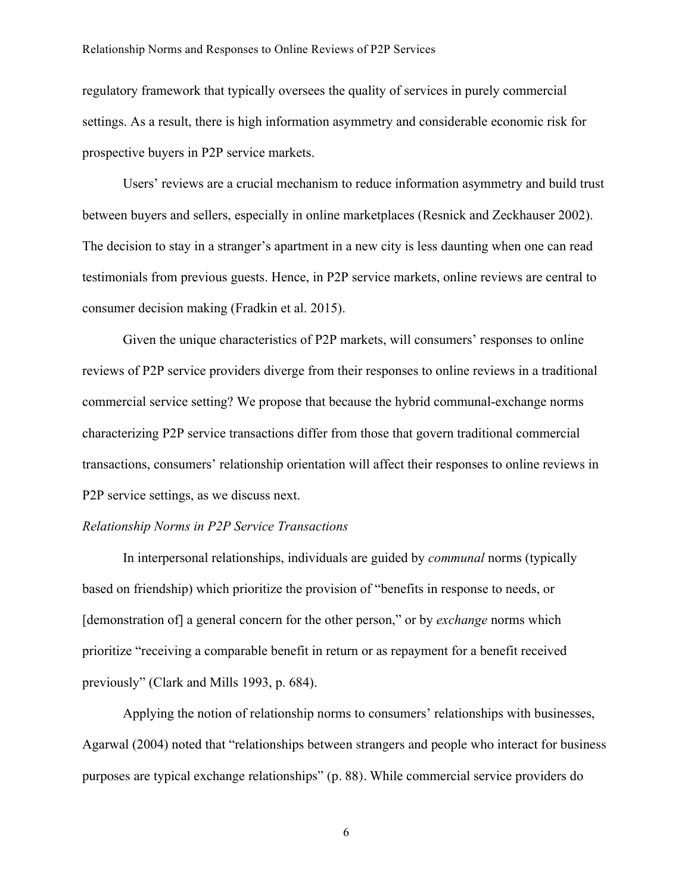regulatory framework that typically oversees the quality of services in purely commercial settings. As a result, there is high information asymmetry and considerable economic risk for prospective buyers in P2P service markets.

Users' reviews are a crucial mechanism to reduce information asymmetry and build trust between buyers and sellers, especially in online marketplaces (Resnick and Zeckhauser 2002). The decision to stay in a stranger's apartment in a new city is less daunting when one can read testimonials from previous guests. Hence, in P2P service markets, online reviews are central to consumer decision making (Fradkin et al. 2015).

Given the unique characteristics of P2P markets, will consumers' responses to online reviews of P2P service providers diverge from their responses to online reviews in a traditional commercial service setting? We propose that because the hybrid communal-exchange norms characterizing P2P service transactions differ from those that govern traditional commercial transactions, consumers' relationship orientation will affect their responses to online reviews in P2P service settings, as we discuss next.

*Relationship Norms in P2P Service Transactions*

In interpersonal relationships, individuals are guided by *communal* norms (typically based on friendship) which prioritize the provision of "benefits in response to needs, or [demonstration of] a general concern for the other person," or by *exchange* norms which prioritize "receiving a comparable benefit in return or as repayment for a benefit received previously" (Clark and Mills 1993, p. 684).

Applying the notion of relationship norms to consumers' relationships with businesses, Agarwal (2004) noted that "relationships between strangers and people who interact for business purposes are typical exchange relationships" (p. 88). While commercial service providers do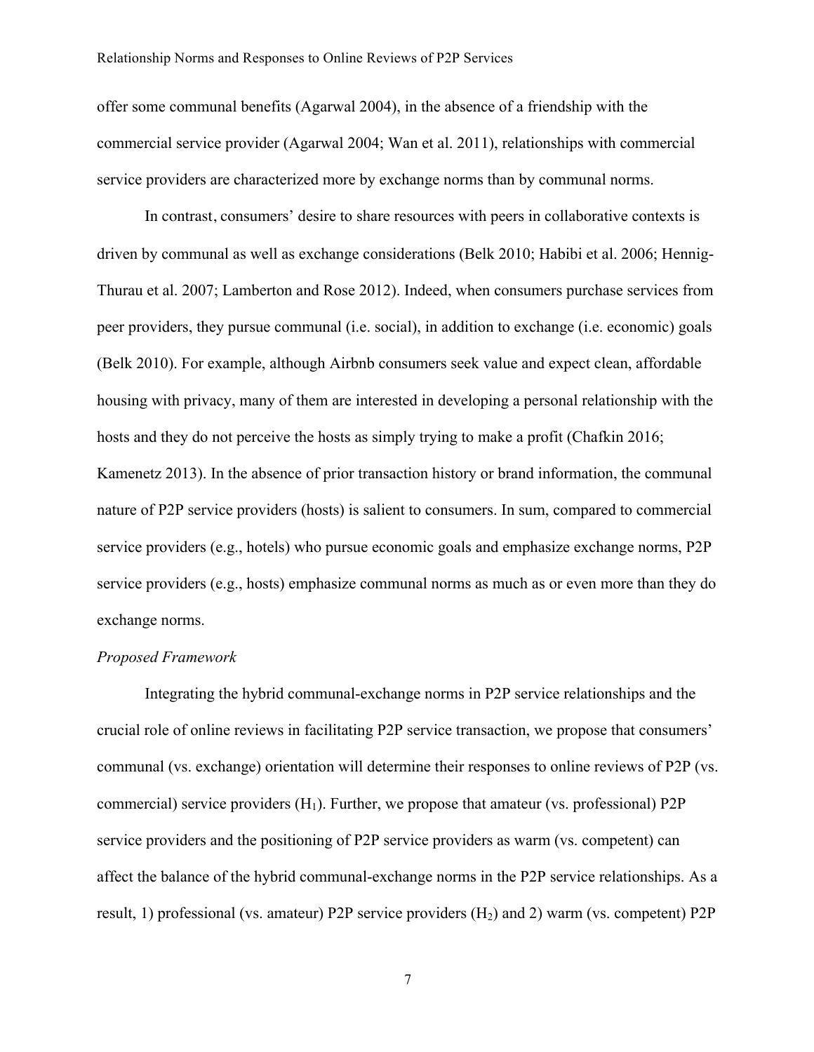offer some communal benefits (Agarwal 2004), in the absence of a friendship with the commercial service provider (Agarwal 2004; Wan et al. 2011), relationships with commercial service providers are characterized more by exchange norms than by communal norms.

In contrast, consumers' desire to share resources with peers in collaborative contexts is driven by communal as well as exchange considerations (Belk 2010; Habibi et al. 2006; Hennig-Thurau et al. 2007; Lamberton and Rose 2012). Indeed, when consumers purchase services from peer providers, they pursue communal (i.e. social), in addition to exchange (i.e. economic) goals (Belk 2010). For example, although Airbnb consumers seek value and expect clean, affordable housing with privacy, many of them are interested in developing a personal relationship with the hosts and they do not perceive the hosts as simply trying to make a profit (Chafkin 2016; Kamenetz 2013). In the absence of prior transaction history or brand information, the communal nature of P2P service providers (hosts) is salient to consumers. In sum, compared to commercial service providers (e.g., hotels) who pursue economic goals and emphasize exchange norms, P2P service providers (e.g., hosts) emphasize communal norms as much as or even more than they do exchange norms.

*Proposed Framework*

Integrating the hybrid communal-exchange norms in P2P service relationships and the crucial role of online reviews in facilitating P2P service transaction, we propose that consumers' communal (vs. exchange) orientation will determine their responses to online reviews of P2P (vs. commercial) service providers ($H_1$). Further, we propose that amateur (vs. professional) P2P service providers and the positioning of P2P service providers as warm (vs. competent) can affect the balance of the hybrid communal-exchange norms in the P2P service relationships. As a result, 1) professional (vs. amateur) P2P service providers ($H_2$) and 2) warm (vs. competent) P2P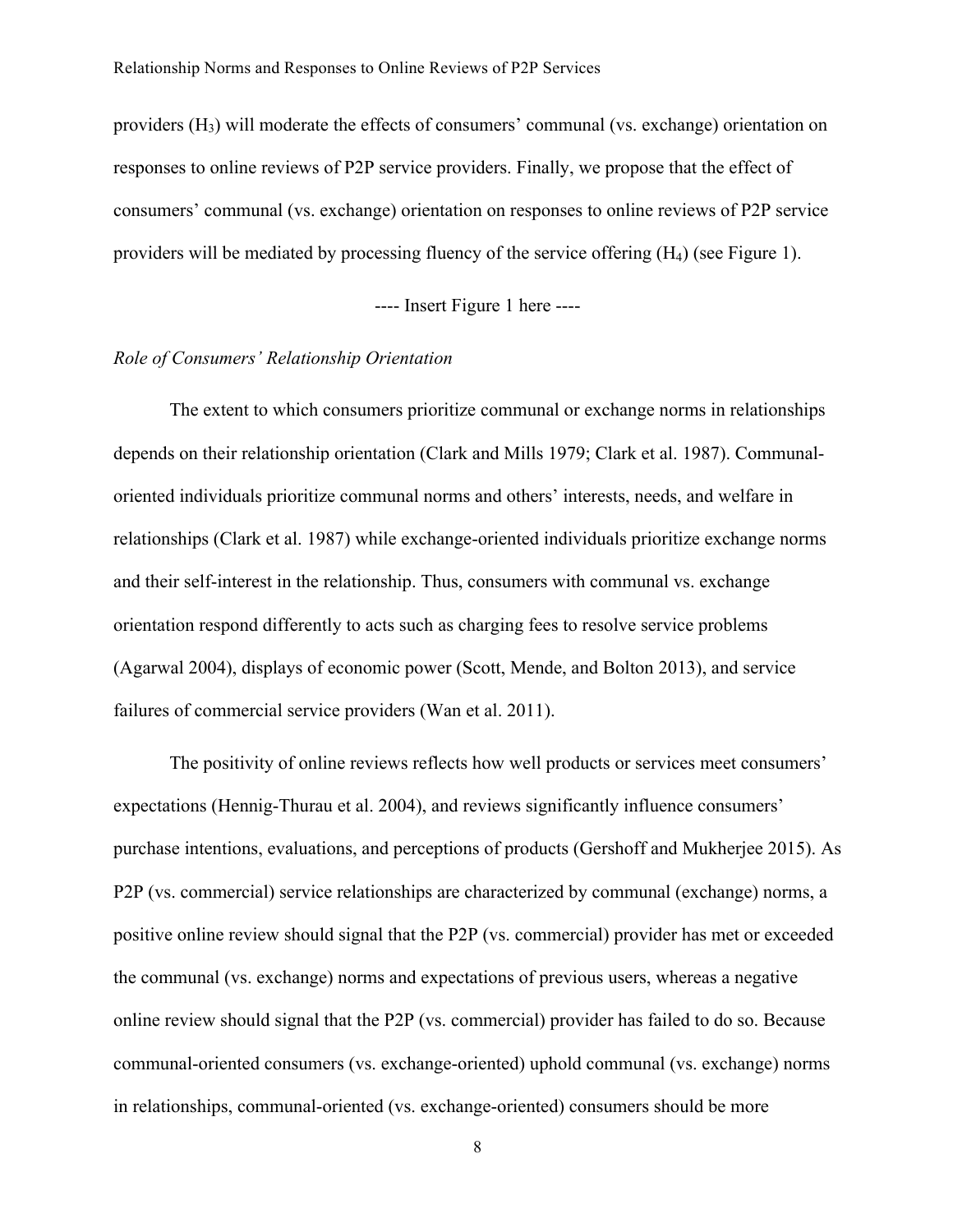providers ($H_3$) will moderate the effects of consumers' communal (vs. exchange) orientation on responses to online reviews of P2P service providers. Finally, we propose that the effect of consumers' communal (vs. exchange) orientation on responses to online reviews of P2P service providers will be mediated by processing fluency of the service offering ($H_4$) (see Figure 1).

---- Insert Figure 1 here ----

*Role of Consumers' Relationship Orientation*

The extent to which consumers prioritize communal or exchange norms in relationships depends on their relationship orientation (Clark and Mills 1979; Clark et al. 1987). Communal-oriented individuals prioritize communal norms and others' interests, needs, and welfare in relationships (Clark et al. 1987) while exchange-oriented individuals prioritize exchange norms and their self-interest in the relationship. Thus, consumers with communal vs. exchange orientation respond differently to acts such as charging fees to resolve service problems (Agarwal 2004), displays of economic power (Scott, Mende, and Bolton 2013), and service failures of commercial service providers (Wan et al. 2011).

The positivity of online reviews reflects how well products or services meet consumers' expectations (Hennig-Thurau et al. 2004), and reviews significantly influence consumers' purchase intentions, evaluations, and perceptions of products (Gershoff and Mukherjee 2015). As P2P (vs. commercial) service relationships are characterized by communal (exchange) norms, a positive online review should signal that the P2P (vs. commercial) provider has met or exceeded the communal (vs. exchange) norms and expectations of previous users, whereas a negative online review should signal that the P2P (vs. commercial) provider has failed to do so. Because communal-oriented consumers (vs. exchange-oriented) uphold communal (vs. exchange) norms in relationships, communal-oriented (vs. exchange-oriented) consumers should be more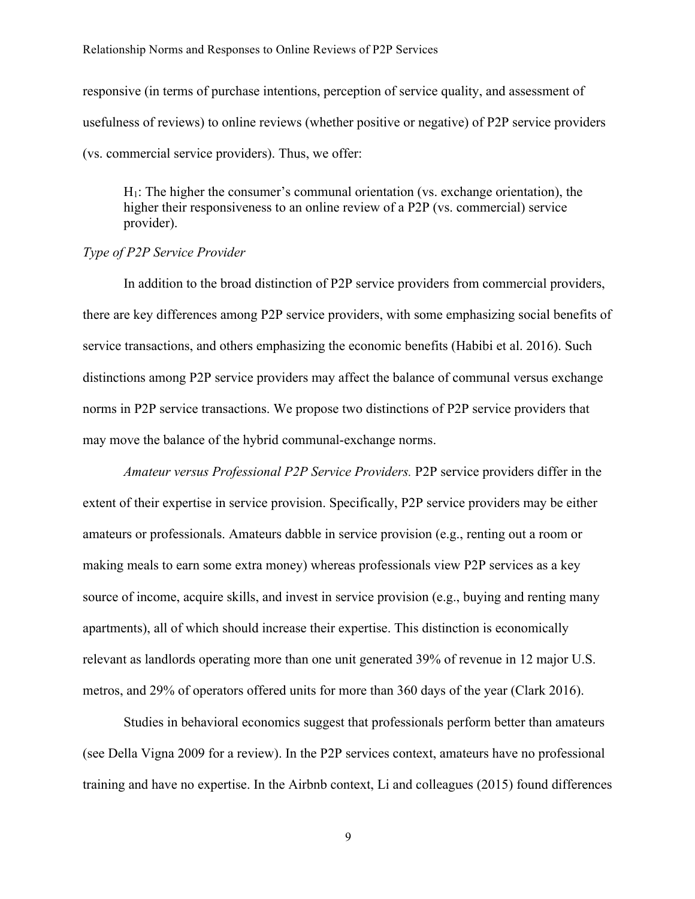responsive (in terms of purchase intentions, perception of service quality, and assessment of usefulness of reviews) to online reviews (whether positive or negative) of P2P service providers (vs. commercial service providers). Thus, we offer:

> $H_1$: The higher the consumer's communal orientation (vs. exchange orientation), the higher their responsiveness to an online review of a P2P (vs. commercial) service provider).

*Type of P2P Service Provider*

In addition to the broad distinction of P2P service providers from commercial providers, there are key differences among P2P service providers, with some emphasizing social benefits of service transactions, and others emphasizing the economic benefits (Habibi et al. 2016). Such distinctions among P2P service providers may affect the balance of communal versus exchange norms in P2P service transactions. We propose two distinctions of P2P service providers that may move the balance of the hybrid communal-exchange norms.

*Amateur versus Professional P2P Service Providers.* P2P service providers differ in the extent of their expertise in service provision. Specifically, P2P service providers may be either amateurs or professionals. Amateurs dabble in service provision (e.g., renting out a room or making meals to earn some extra money) whereas professionals view P2P services as a key source of income, acquire skills, and invest in service provision (e.g., buying and renting many apartments), all of which should increase their expertise. This distinction is economically relevant as landlords operating more than one unit generated 39% of revenue in 12 major U.S. metros, and 29% of operators offered units for more than 360 days of the year (Clark 2016).

Studies in behavioral economics suggest that professionals perform better than amateurs (see Della Vigna 2009 for a review). In the P2P services context, amateurs have no professional training and have no expertise. In the Airbnb context, Li and colleagues (2015) found differences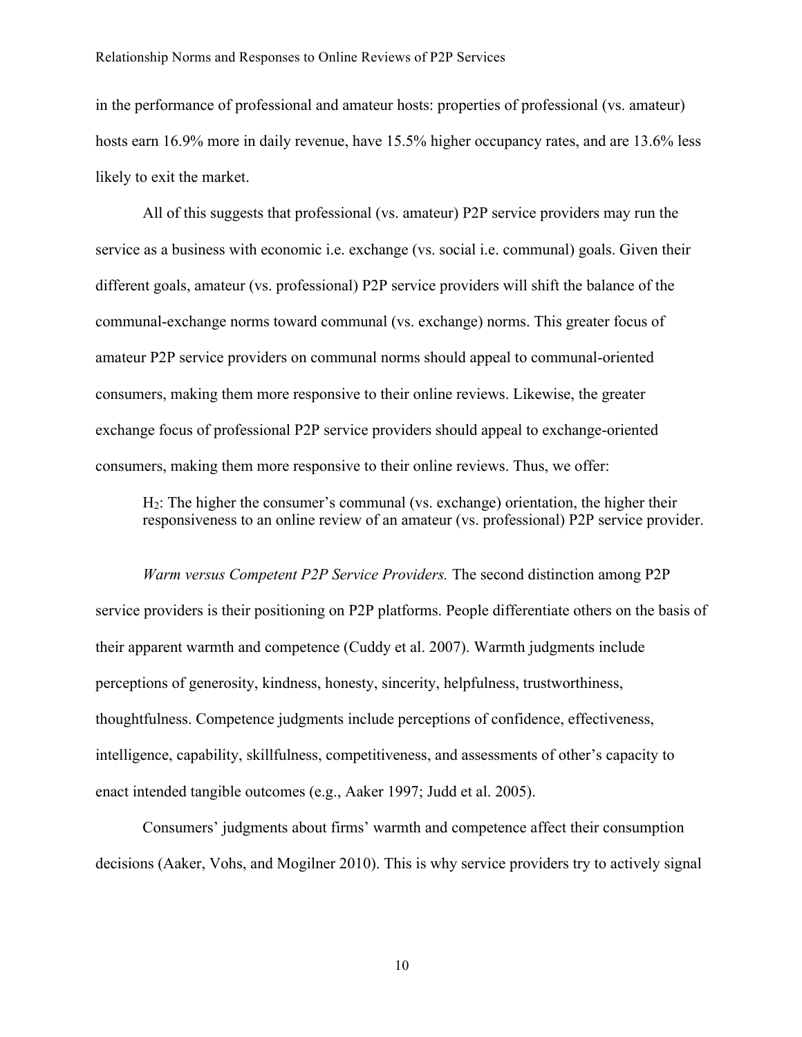in the performance of professional and amateur hosts: properties of professional (vs. amateur) hosts earn 16.9% more in daily revenue, have 15.5% higher occupancy rates, and are 13.6% less likely to exit the market.

All of this suggests that professional (vs. amateur) P2P service providers may run the service as a business with economic i.e. exchange (vs. social i.e. communal) goals. Given their different goals, amateur (vs. professional) P2P service providers will shift the balance of the communal-exchange norms toward communal (vs. exchange) norms. This greater focus of amateur P2P service providers on communal norms should appeal to communal-oriented consumers, making them more responsive to their online reviews. Likewise, the greater exchange focus of professional P2P service providers should appeal to exchange-oriented consumers, making them more responsive to their online reviews. Thus, we offer:

> $H_2$: The higher the consumer's communal (vs. exchange) orientation, the higher their responsiveness to an online review of an amateur (vs. professional) P2P service provider.

*Warm versus Competent P2P Service Providers.* The second distinction among P2P service providers is their positioning on P2P platforms. People differentiate others on the basis of their apparent warmth and competence (Cuddy et al. 2007). Warmth judgments include perceptions of generosity, kindness, honesty, sincerity, helpfulness, trustworthiness, thoughtfulness. Competence judgments include perceptions of confidence, effectiveness, intelligence, capability, skillfulness, competitiveness, and assessments of other's capacity to enact intended tangible outcomes (e.g., Aaker 1997; Judd et al. 2005).

Consumers' judgments about firms' warmth and competence affect their consumption decisions (Aaker, Vohs, and Mogilner 2010). This is why service providers try to actively signal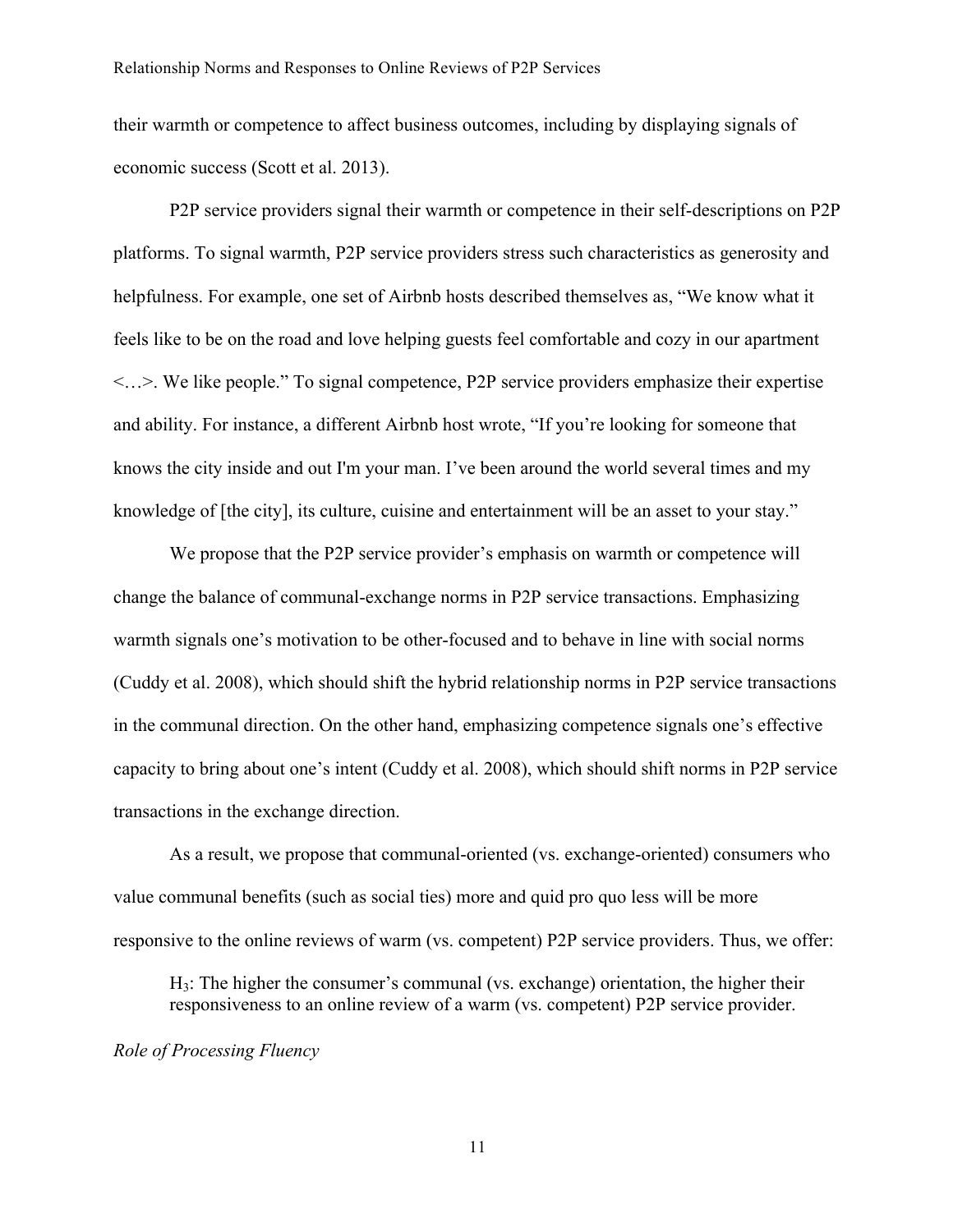their warmth or competence to affect business outcomes, including by displaying signals of economic success (Scott et al. 2013).

P2P service providers signal their warmth or competence in their self-descriptions on P2P platforms. To signal warmth, P2P service providers stress such characteristics as generosity and helpfulness. For example, one set of Airbnb hosts described themselves as, "We know what it feels like to be on the road and love helping guests feel comfortable and cozy in our apartment <…>. We like people." To signal competence, P2P service providers emphasize their expertise and ability. For instance, a different Airbnb host wrote, "If you're looking for someone that knows the city inside and out I'm your man. I've been around the world several times and my knowledge of [the city], its culture, cuisine and entertainment will be an asset to your stay."

We propose that the P2P service provider's emphasis on warmth or competence will change the balance of communal-exchange norms in P2P service transactions. Emphasizing warmth signals one's motivation to be other-focused and to behave in line with social norms (Cuddy et al. 2008), which should shift the hybrid relationship norms in P2P service transactions in the communal direction. On the other hand, emphasizing competence signals one's effective capacity to bring about one's intent (Cuddy et al. 2008), which should shift norms in P2P service transactions in the exchange direction.

As a result, we propose that communal-oriented (vs. exchange-oriented) consumers who value communal benefits (such as social ties) more and quid pro quo less will be more responsive to the online reviews of warm (vs. competent) P2P service providers. Thus, we offer:

> $H_3$: The higher the consumer's communal (vs. exchange) orientation, the higher their responsiveness to an online review of a warm (vs. competent) P2P service provider.

*Role of Processing Fluency*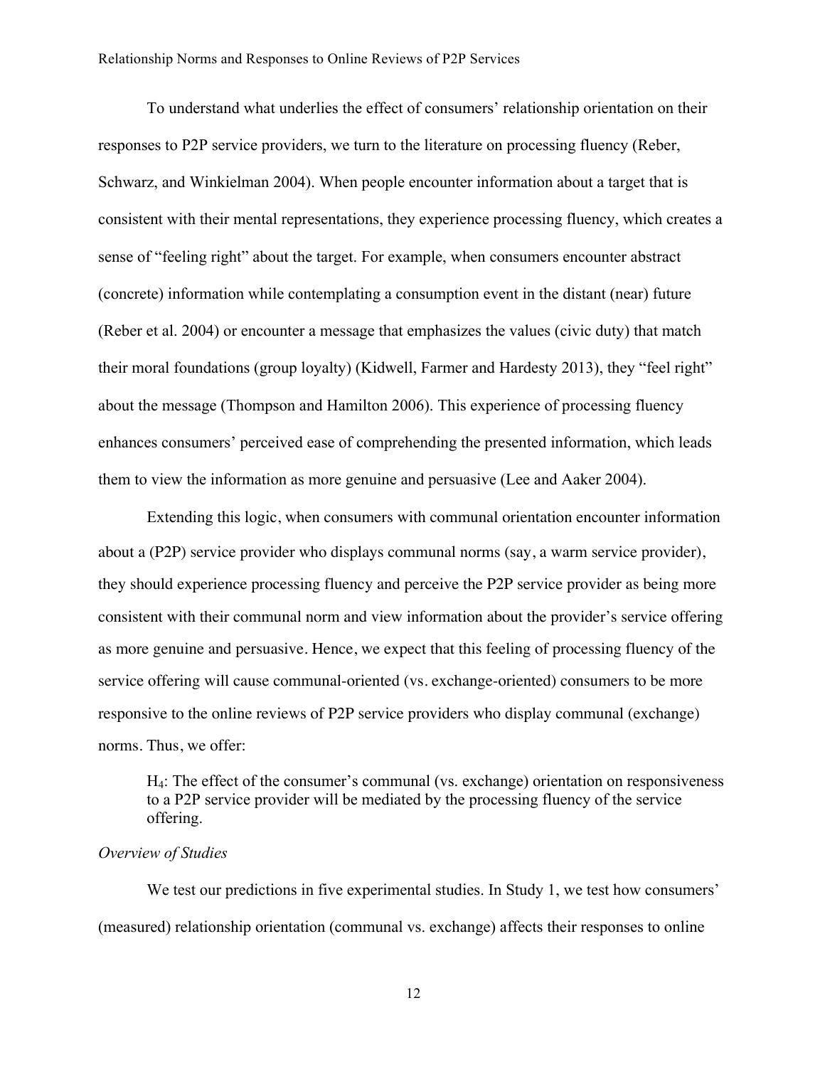To understand what underlies the effect of consumers' relationship orientation on their responses to P2P service providers, we turn to the literature on processing fluency (Reber, Schwarz, and Winkielman 2004). When people encounter information about a target that is consistent with their mental representations, they experience processing fluency, which creates a sense of "feeling right" about the target. For example, when consumers encounter abstract (concrete) information while contemplating a consumption event in the distant (near) future (Reber et al. 2004) or encounter a message that emphasizes the values (civic duty) that match their moral foundations (group loyalty) (Kidwell, Farmer and Hardesty 2013), they "feel right" about the message (Thompson and Hamilton 2006). This experience of processing fluency enhances consumers' perceived ease of comprehending the presented information, which leads them to view the information as more genuine and persuasive (Lee and Aaker 2004).

Extending this logic, when consumers with communal orientation encounter information about a (P2P) service provider who displays communal norms (say, a warm service provider), they should experience processing fluency and perceive the P2P service provider as being more consistent with their communal norm and view information about the provider's service offering as more genuine and persuasive. Hence, we expect that this feeling of processing fluency of the service offering will cause communal-oriented (vs. exchange-oriented) consumers to be more responsive to the online reviews of P2P service providers who display communal (exchange) norms. Thus, we offer:

> $H_4$: The effect of the consumer's communal (vs. exchange) orientation on responsiveness to a P2P service provider will be mediated by the processing fluency of the service offering.

*Overview of Studies*

We test our predictions in five experimental studies. In Study 1, we test how consumers' (measured) relationship orientation (communal vs. exchange) affects their responses to online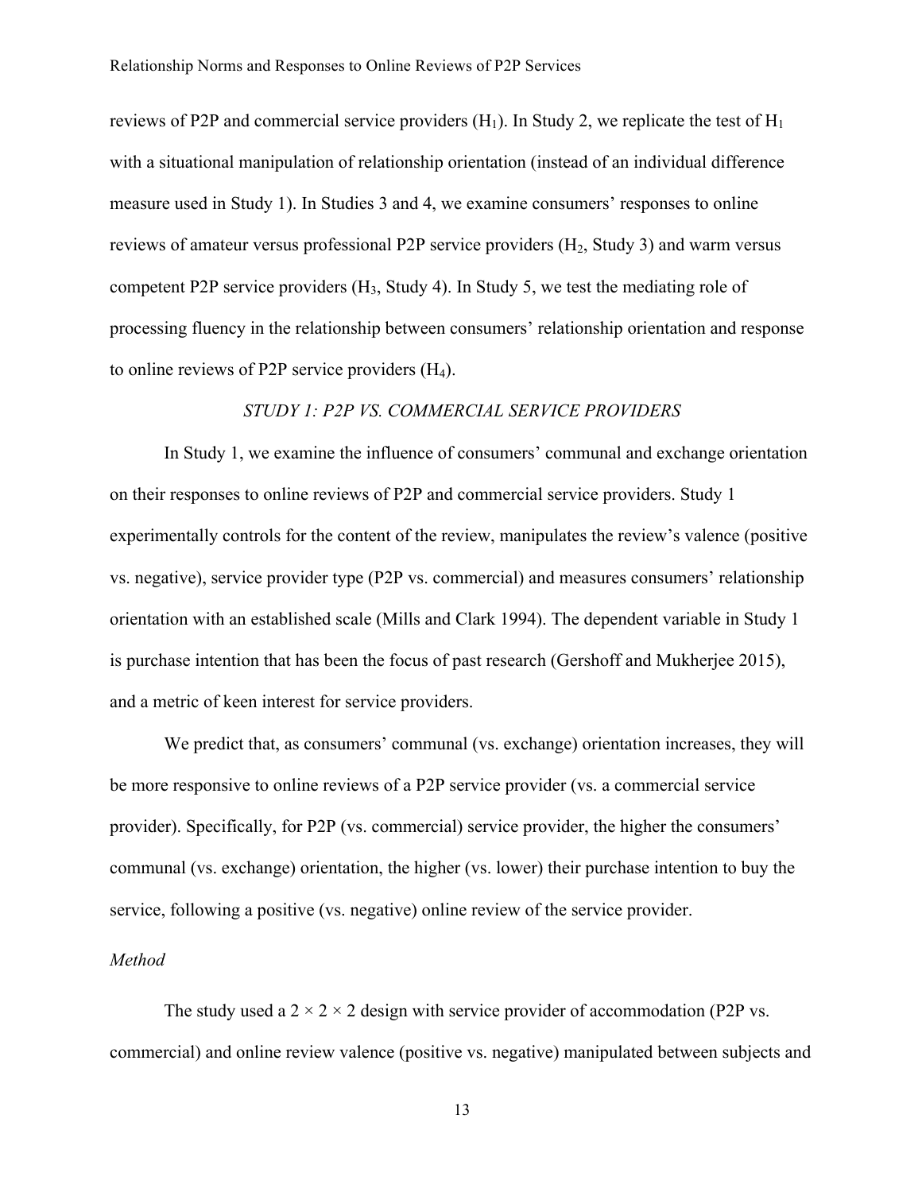reviews of P2P and commercial service providers ($H_1$). In Study 2, we replicate the test of $H_1$ with a situational manipulation of relationship orientation (instead of an individual difference measure used in Study 1). In Studies 3 and 4, we examine consumers' responses to online reviews of amateur versus professional P2P service providers ($H_2$, Study 3) and warm versus competent P2P service providers ($H_3$, Study 4). In Study 5, we test the mediating role of processing fluency in the relationship between consumers' relationship orientation and response to online reviews of P2P service providers ($H_4$).

## *STUDY 1: P2P VS. COMMERCIAL SERVICE PROVIDERS*

In Study 1, we examine the influence of consumers' communal and exchange orientation on their responses to online reviews of P2P and commercial service providers. Study 1 experimentally controls for the content of the review, manipulates the review's valence (positive vs. negative), service provider type (P2P vs. commercial) and measures consumers' relationship orientation with an established scale (Mills and Clark 1994). The dependent variable in Study 1 is purchase intention that has been the focus of past research (Gershoff and Mukherjee 2015), and a metric of keen interest for service providers.

We predict that, as consumers' communal (vs. exchange) orientation increases, they will be more responsive to online reviews of a P2P service provider (vs. a commercial service provider). Specifically, for P2P (vs. commercial) service provider, the higher the consumers' communal (vs. exchange) orientation, the higher (vs. lower) their purchase intention to buy the service, following a positive (vs. negative) online review of the service provider.

### *Method*

The study used a $2 \times 2 \times 2$ design with service provider of accommodation (P2P vs. commercial) and online review valence (positive vs. negative) manipulated between subjects and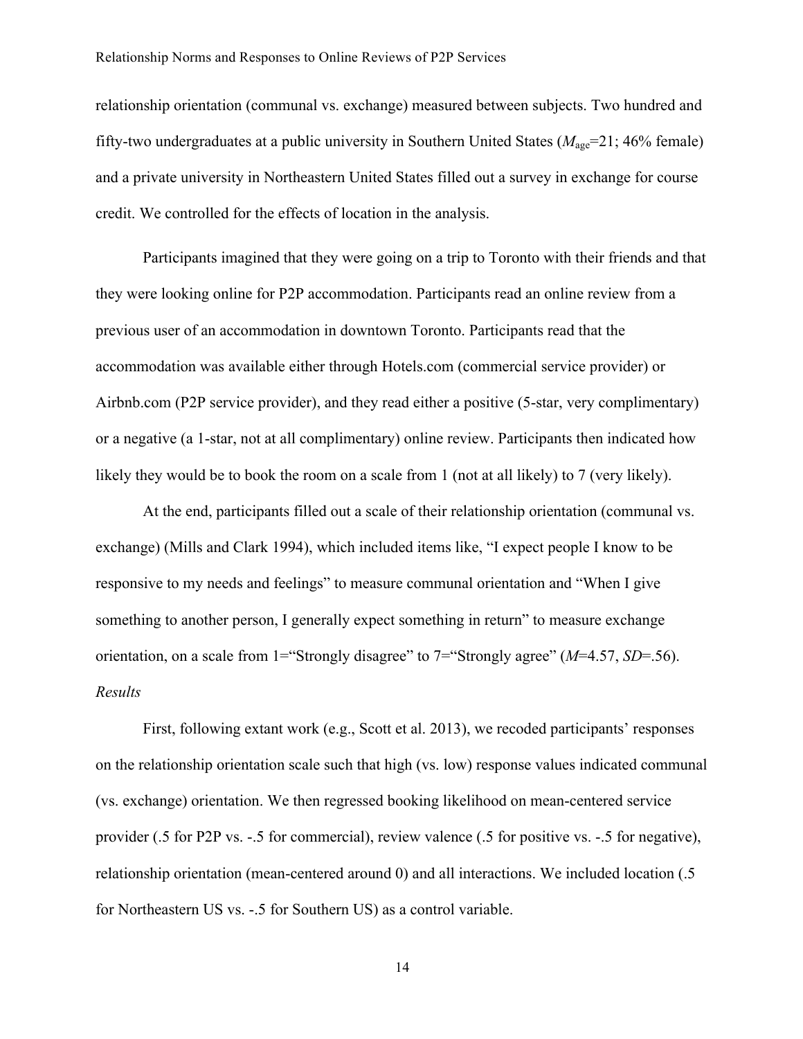relationship orientation (communal vs. exchange) measured between subjects. Two hundred and fifty-two undergraduates at a public university in Southern United States ($M_{age}$=21; 46% female) and a private university in Northeastern United States filled out a survey in exchange for course credit. We controlled for the effects of location in the analysis.

Participants imagined that they were going on a trip to Toronto with their friends and that they were looking online for P2P accommodation. Participants read an online review from a previous user of an accommodation in downtown Toronto. Participants read that the accommodation was available either through Hotels.com (commercial service provider) or Airbnb.com (P2P service provider), and they read either a positive (5-star, very complimentary) or a negative (a 1-star, not at all complimentary) online review. Participants then indicated how likely they would be to book the room on a scale from 1 (not at all likely) to 7 (very likely).

At the end, participants filled out a scale of their relationship orientation (communal vs. exchange) (Mills and Clark 1994), which included items like, "I expect people I know to be responsive to my needs and feelings" to measure communal orientation and "When I give something to another person, I generally expect something in return" to measure exchange orientation, on a scale from 1="Strongly disagree" to 7="Strongly agree" ($M$=4.57, $SD$=.56).

*Results*

First, following extant work (e.g., Scott et al. 2013), we recoded participants' responses on the relationship orientation scale such that high (vs. low) response values indicated communal (vs. exchange) orientation. We then regressed booking likelihood on mean-centered service provider (.5 for P2P vs. -.5 for commercial), review valence (.5 for positive vs. -.5 for negative), relationship orientation (mean-centered around 0) and all interactions. We included location (.5 for Northeastern US vs. -.5 for Southern US) as a control variable.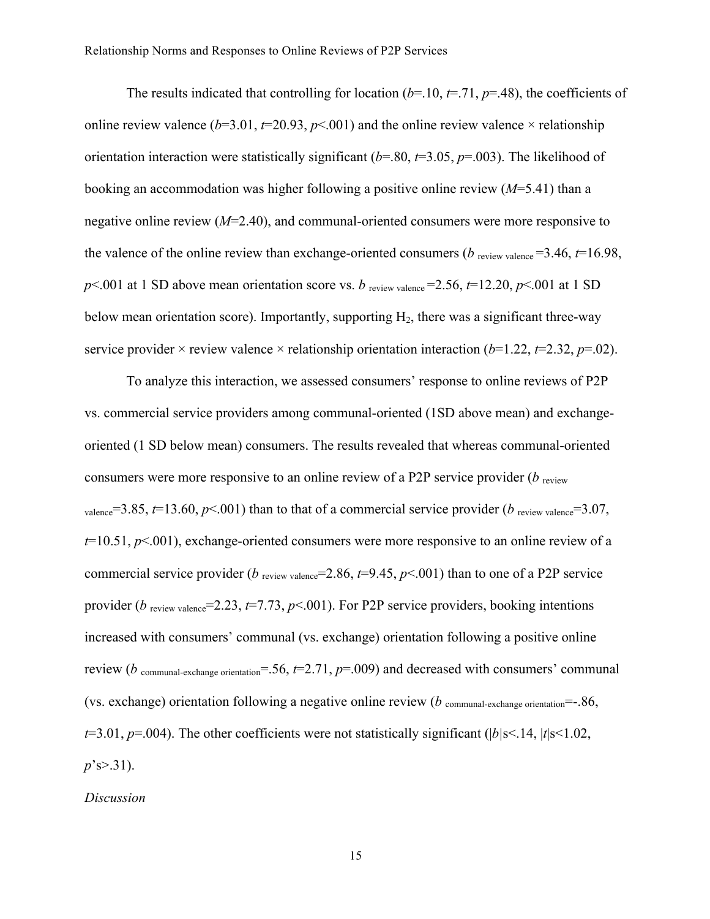The results indicated that controlling for location ($b$=.10, $t$=.71, $p$=.48), the coefficients of online review valence ($b$=3.01, $t$=20.93, $p$<.001) and the online review valence × relationship orientation interaction were statistically significant ($b$=.80, $t$=3.05, $p$=.003). The likelihood of booking an accommodation was higher following a positive online review ($M$=5.41) than a negative online review ($M$=2.40), and communal-oriented consumers were more responsive to the valence of the online review than exchange-oriented consumers ($b_{\text{review valence}}$=3.46, $t$=16.98, $p$<.001 at 1 SD above mean orientation score vs. $b_{\text{review valence}}$=2.56, $t$=12.20, $p$<.001 at 1 SD below mean orientation score). Importantly, supporting $H_2$, there was a significant three-way service provider × review valence × relationship orientation interaction ($b$=1.22, $t$=2.32, $p$=.02).

To analyze this interaction, we assessed consumers' response to online reviews of P2P vs. commercial service providers among communal-oriented (1SD above mean) and exchange-oriented (1 SD below mean) consumers. The results revealed that whereas communal-oriented consumers were more responsive to an online review of a P2P service provider ($b_{\text{review valence}}$=3.85, $t$=13.60, $p$<.001) than to that of a commercial service provider ($b_{\text{review valence}}$=3.07, $t$=10.51, $p$<.001), exchange-oriented consumers were more responsive to an online review of a commercial service provider ($b_{\text{review valence}}$=2.86, $t$=9.45, $p$<.001) than to one of a P2P service provider ($b_{\text{review valence}}$=2.23, $t$=7.73, $p$<.001). For P2P service providers, booking intentions increased with consumers' communal (vs. exchange) orientation following a positive online review ($b_{\text{communal-exchange orientation}}$=.56, $t$=2.71, $p$=.009) and decreased with consumers' communal (vs. exchange) orientation following a negative online review ($b_{\text{communal-exchange orientation}}$=-.86, $t$=3.01, $p$=.004). The other coefficients were not statistically significant ($|b|$s<.14, $|t|$s<1.02, $p$'s>.31).

*Discussion*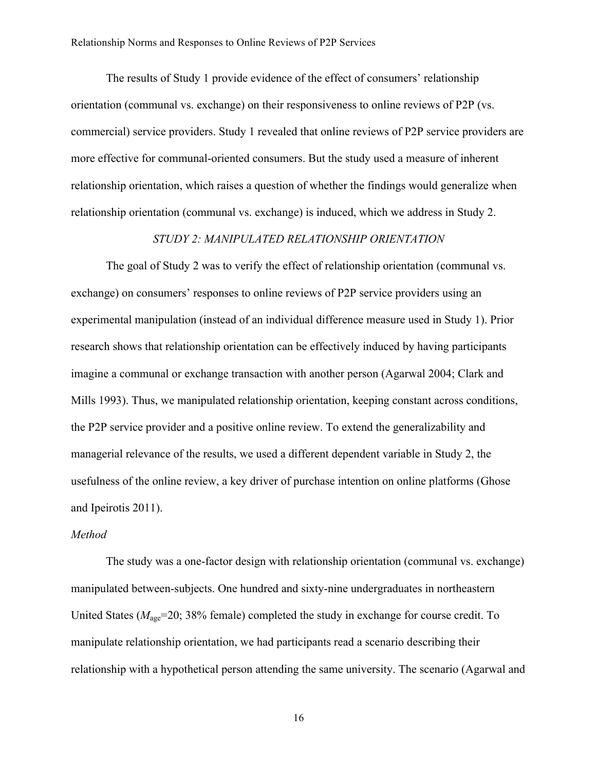The results of Study 1 provide evidence of the effect of consumers' relationship orientation (communal vs. exchange) on their responsiveness to online reviews of P2P (vs. commercial) service providers. Study 1 revealed that online reviews of P2P service providers are more effective for communal-oriented consumers. But the study used a measure of inherent relationship orientation, which raises a question of whether the findings would generalize when relationship orientation (communal vs. exchange) is induced, which we address in Study 2.

## *STUDY 2: MANIPULATED RELATIONSHIP ORIENTATION*

The goal of Study 2 was to verify the effect of relationship orientation (communal vs. exchange) on consumers' responses to online reviews of P2P service providers using an experimental manipulation (instead of an individual difference measure used in Study 1). Prior research shows that relationship orientation can be effectively induced by having participants imagine a communal or exchange transaction with another person (Agarwal 2004; Clark and Mills 1993). Thus, we manipulated relationship orientation, keeping constant across conditions, the P2P service provider and a positive online review. To extend the generalizability and managerial relevance of the results, we used a different dependent variable in Study 2, the usefulness of the online review, a key driver of purchase intention on online platforms (Ghose and Ipeirotis 2011).

### *Method*

The study was a one-factor design with relationship orientation (communal vs. exchange) manipulated between-subjects. One hundred and sixty-nine undergraduates in northeastern United States ($M_{age}$=20; 38% female) completed the study in exchange for course credit. To manipulate relationship orientation, we had participants read a scenario describing their relationship with a hypothetical person attending the same university. The scenario (Agarwal and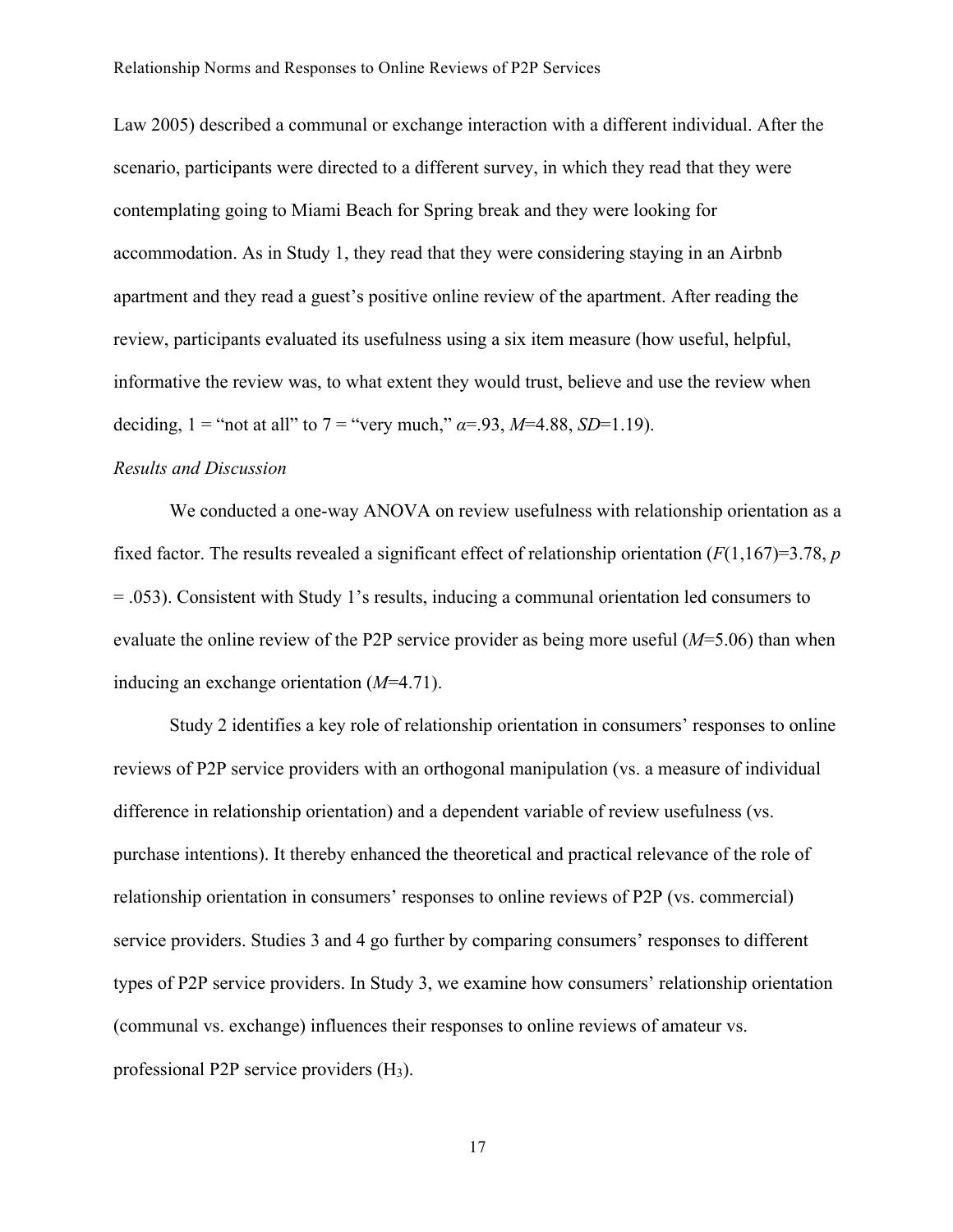Law 2005) described a communal or exchange interaction with a different individual. After the scenario, participants were directed to a different survey, in which they read that they were contemplating going to Miami Beach for Spring break and they were looking for accommodation. As in Study 1, they read that they were considering staying in an Airbnb apartment and they read a guest's positive online review of the apartment. After reading the review, participants evaluated its usefulness using a six item measure (how useful, helpful, informative the review was, to what extent they would trust, believe and use the review when deciding, 1 = "not at all" to 7 = "very much," $\alpha$=.93, $M$=4.88, $SD$=1.19).

*Results and Discussion*

We conducted a one-way ANOVA on review usefulness with relationship orientation as a fixed factor. The results revealed a significant effect of relationship orientation ($F(1,167)=3.78$, $p = .053$). Consistent with Study 1's results, inducing a communal orientation led consumers to evaluate the online review of the P2P service provider as being more useful ($M$=5.06) than when inducing an exchange orientation ($M$=4.71).

Study 2 identifies a key role of relationship orientation in consumers' responses to online reviews of P2P service providers with an orthogonal manipulation (vs. a measure of individual difference in relationship orientation) and a dependent variable of review usefulness (vs. purchase intentions). It thereby enhanced the theoretical and practical relevance of the role of relationship orientation in consumers' responses to online reviews of P2P (vs. commercial) service providers. Studies 3 and 4 go further by comparing consumers' responses to different types of P2P service providers. In Study 3, we examine how consumers' relationship orientation (communal vs. exchange) influences their responses to online reviews of amateur vs. professional P2P service providers ($H_3$).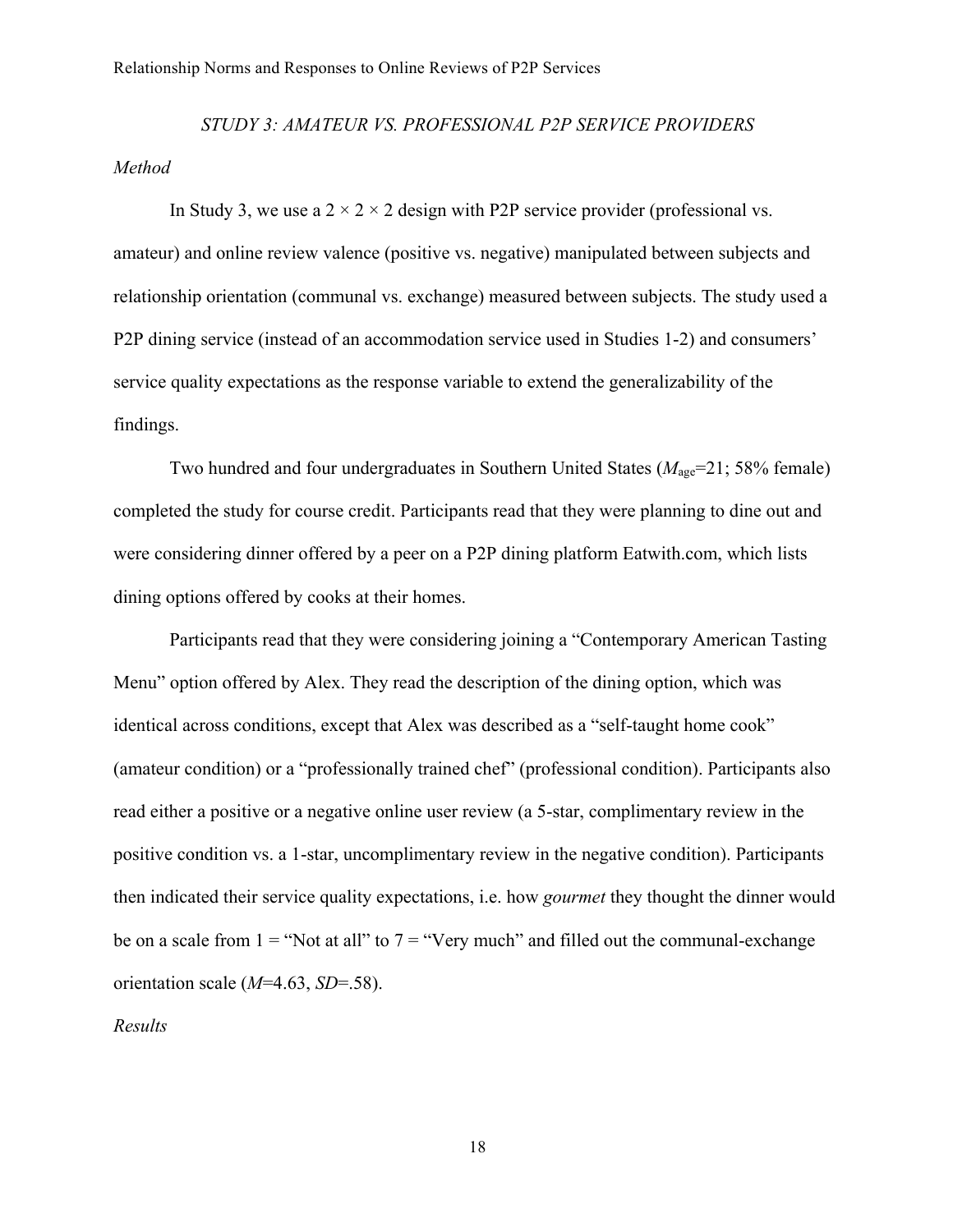## *STUDY 3: AMATEUR VS. PROFESSIONAL P2P SERVICE PROVIDERS*

### *Method*

In Study 3, we use a 2 × 2 × 2 design with P2P service provider (professional vs. amateur) and online review valence (positive vs. negative) manipulated between subjects and relationship orientation (communal vs. exchange) measured between subjects. The study used a P2P dining service (instead of an accommodation service used in Studies 1-2) and consumers' service quality expectations as the response variable to extend the generalizability of the findings.

Two hundred and four undergraduates in Southern United States ($M_{age}$=21; 58% female) completed the study for course credit. Participants read that they were planning to dine out and were considering dinner offered by a peer on a P2P dining platform Eatwith.com, which lists dining options offered by cooks at their homes.

Participants read that they were considering joining a "Contemporary American Tasting Menu" option offered by Alex. They read the description of the dining option, which was identical across conditions, except that Alex was described as a "self-taught home cook" (amateur condition) or a "professionally trained chef" (professional condition). Participants also read either a positive or a negative online user review (a 5-star, complimentary review in the positive condition vs. a 1-star, uncomplimentary review in the negative condition). Participants then indicated their service quality expectations, i.e. how *gourmet* they thought the dinner would be on a scale from 1 = "Not at all" to 7 = "Very much" and filled out the communal-exchange orientation scale ($M$=4.63, $SD$=.58).

### *Results*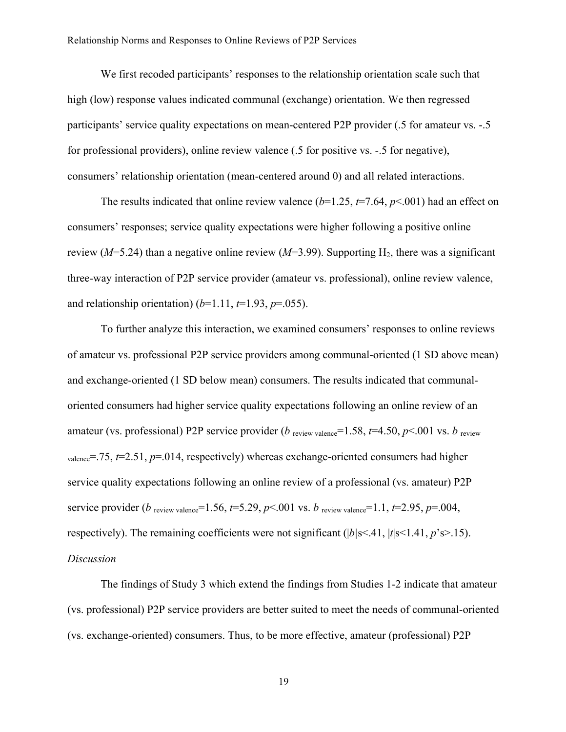We first recoded participants' responses to the relationship orientation scale such that high (low) response values indicated communal (exchange) orientation. We then regressed participants' service quality expectations on mean-centered P2P provider (.5 for amateur vs. -.5 for professional providers), online review valence (.5 for positive vs. -.5 for negative), consumers' relationship orientation (mean-centered around 0) and all related interactions.

The results indicated that online review valence ($b$=1.25, $t$=7.64, $p$<.001) had an effect on consumers' responses; service quality expectations were higher following a positive online review ($M$=5.24) than a negative online review ($M$=3.99). Supporting $H_2$, there was a significant three-way interaction of P2P service provider (amateur vs. professional), online review valence, and relationship orientation) ($b$=1.11, $t$=1.93, $p$=.055).

To further analyze this interaction, we examined consumers' responses to online reviews of amateur vs. professional P2P service providers among communal-oriented (1 SD above mean) and exchange-oriented (1 SD below mean) consumers. The results indicated that communal-oriented consumers had higher service quality expectations following an online review of an amateur (vs. professional) P2P service provider ($b_{\text{review valence}}$=1.58, $t$=4.50, $p$<.001 vs. $b_{\text{review valence}}$=.75, $t$=2.51, $p$=.014, respectively) whereas exchange-oriented consumers had higher service quality expectations following an online review of a professional (vs. amateur) P2P service provider ($b_{\text{review valence}}$=1.56, $t$=5.29, $p$<.001 vs. $b_{\text{review valence}}$=1.1, $t$=2.95, $p$=.004, respectively). The remaining coefficients were not significant (|$b$|s<.41, |$t$|s<1.41, $p$'s>.15).

*Discussion*

The findings of Study 3 which extend the findings from Studies 1-2 indicate that amateur (vs. professional) P2P service providers are better suited to meet the needs of communal-oriented (vs. exchange-oriented) consumers. Thus, to be more effective, amateur (professional) P2P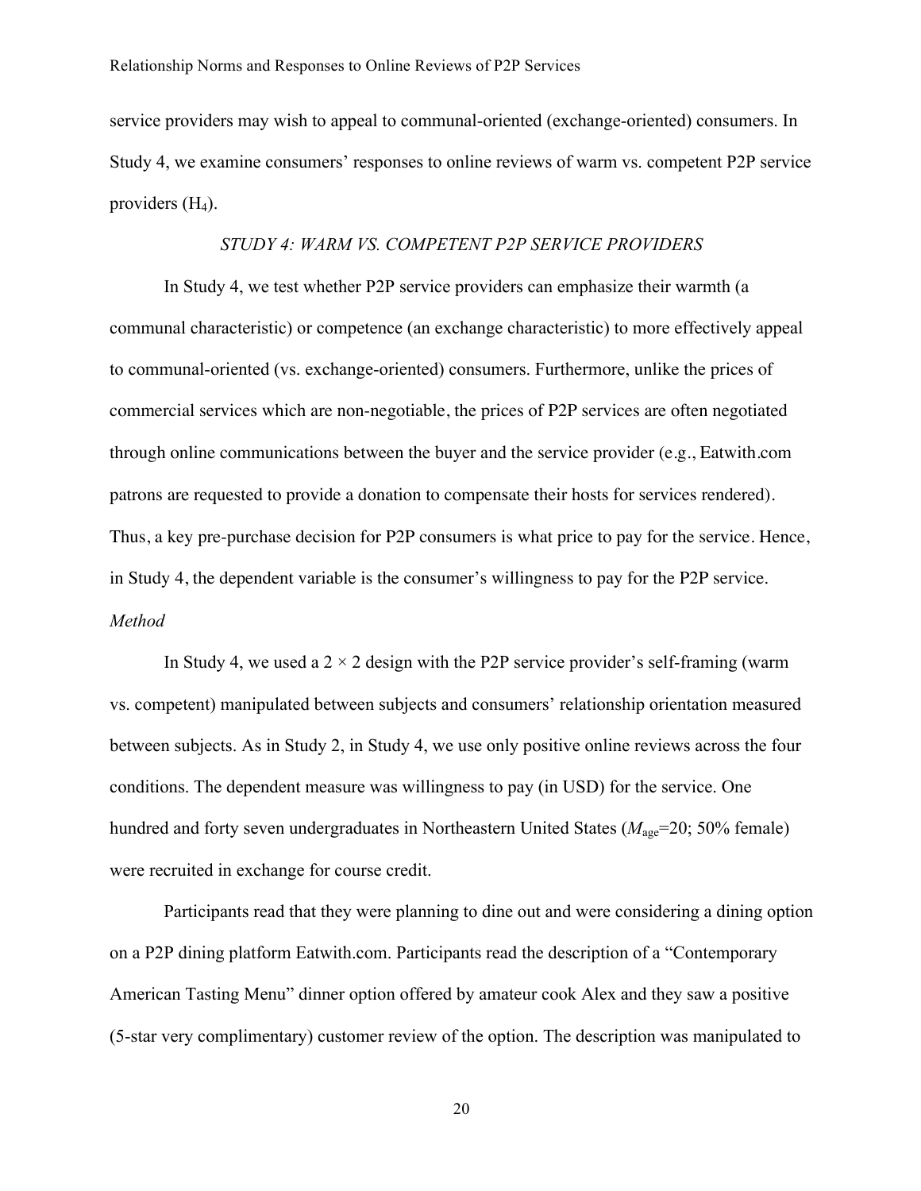service providers may wish to appeal to communal-oriented (exchange-oriented) consumers. In Study 4, we examine consumers' responses to online reviews of warm vs. competent P2P service providers ($H_4$).

### *STUDY 4: WARM VS. COMPETENT P2P SERVICE PROVIDERS*

In Study 4, we test whether P2P service providers can emphasize their warmth (a communal characteristic) or competence (an exchange characteristic) to more effectively appeal to communal-oriented (vs. exchange-oriented) consumers. Furthermore, unlike the prices of commercial services which are non-negotiable, the prices of P2P services are often negotiated through online communications between the buyer and the service provider (e.g., Eatwith.com patrons are requested to provide a donation to compensate their hosts for services rendered). Thus, a key pre-purchase decision for P2P consumers is what price to pay for the service. Hence, in Study 4, the dependent variable is the consumer's willingness to pay for the P2P service.

#### *Method*

In Study 4, we used a $2 \times 2$ design with the P2P service provider's self-framing (warm vs. competent) manipulated between subjects and consumers' relationship orientation measured between subjects. As in Study 2, in Study 4, we use only positive online reviews across the four conditions. The dependent measure was willingness to pay (in USD) for the service. One hundred and forty seven undergraduates in Northeastern United States ($M_{age}$=20; 50% female) were recruited in exchange for course credit.

Participants read that they were planning to dine out and were considering a dining option on a P2P dining platform Eatwith.com. Participants read the description of a "Contemporary American Tasting Menu" dinner option offered by amateur cook Alex and they saw a positive (5-star very complimentary) customer review of the option. The description was manipulated to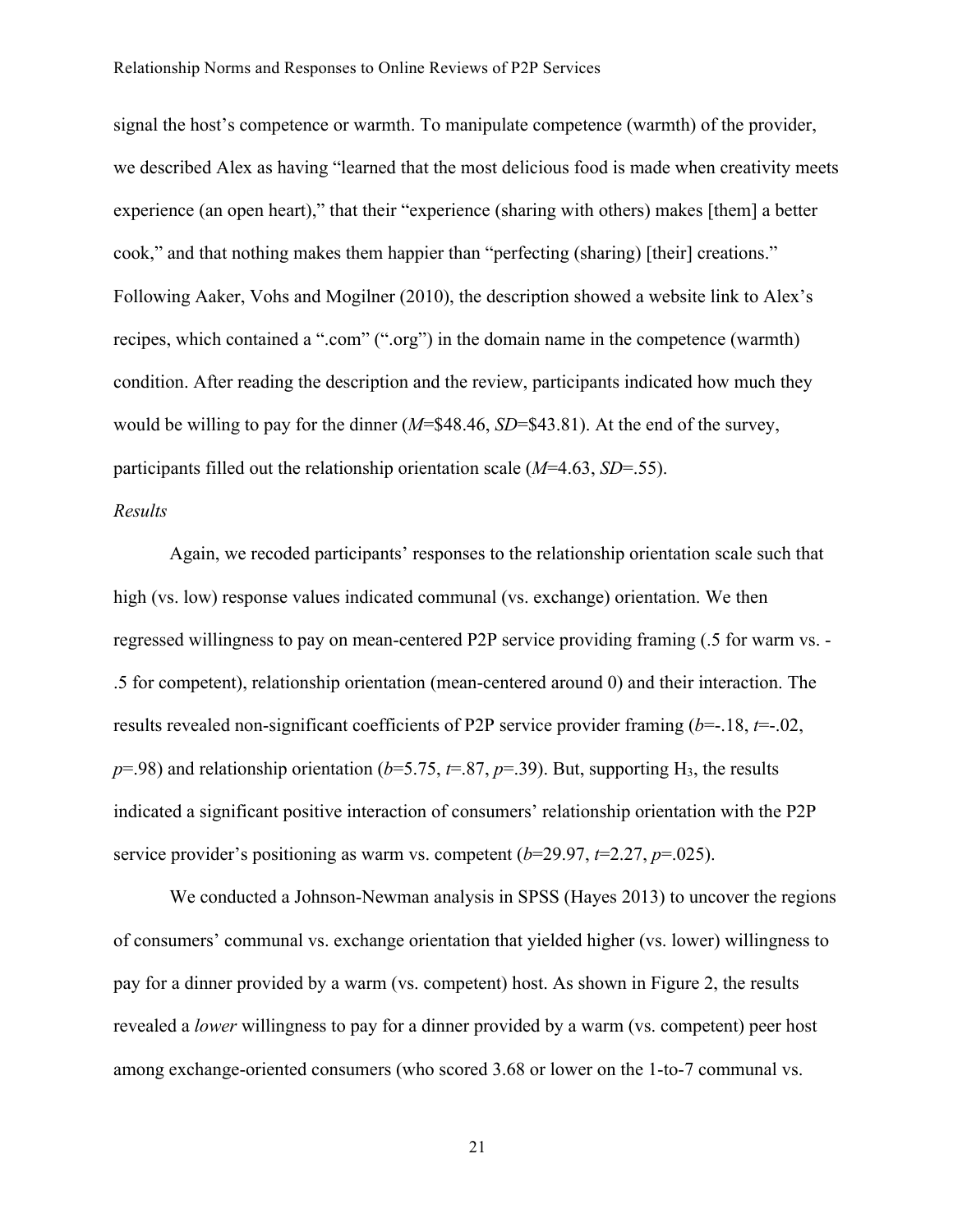signal the host's competence or warmth. To manipulate competence (warmth) of the provider, we described Alex as having "learned that the most delicious food is made when creativity meets experience (an open heart)," that their "experience (sharing with others) makes [them] a better cook," and that nothing makes them happier than "perfecting (sharing) [their] creations." Following Aaker, Vohs and Mogilner (2010), the description showed a website link to Alex's recipes, which contained a ".com" (".org") in the domain name in the competence (warmth) condition. After reading the description and the review, participants indicated how much they would be willing to pay for the dinner ($M$=\$48.46, $SD$=\$43.81). At the end of the survey, participants filled out the relationship orientation scale ($M$=4.63, $SD$=.55).

*Results*

Again, we recoded participants' responses to the relationship orientation scale such that high (vs. low) response values indicated communal (vs. exchange) orientation. We then regressed willingness to pay on mean-centered P2P service providing framing (.5 for warm vs. -.5 for competent), relationship orientation (mean-centered around 0) and their interaction. The results revealed non-significant coefficients of P2P service provider framing ($b$=-.18, $t$=-.02, $p$=.98) and relationship orientation ($b$=5.75, $t$=.87, $p$=.39). But, supporting $H_3$, the results indicated a significant positive interaction of consumers' relationship orientation with the P2P service provider's positioning as warm vs. competent ($b$=29.97, $t$=2.27, $p$=.025).

We conducted a Johnson-Newman analysis in SPSS (Hayes 2013) to uncover the regions of consumers' communal vs. exchange orientation that yielded higher (vs. lower) willingness to pay for a dinner provided by a warm (vs. competent) host. As shown in Figure 2, the results revealed a *lower* willingness to pay for a dinner provided by a warm (vs. competent) peer host among exchange-oriented consumers (who scored 3.68 or lower on the 1-to-7 communal vs.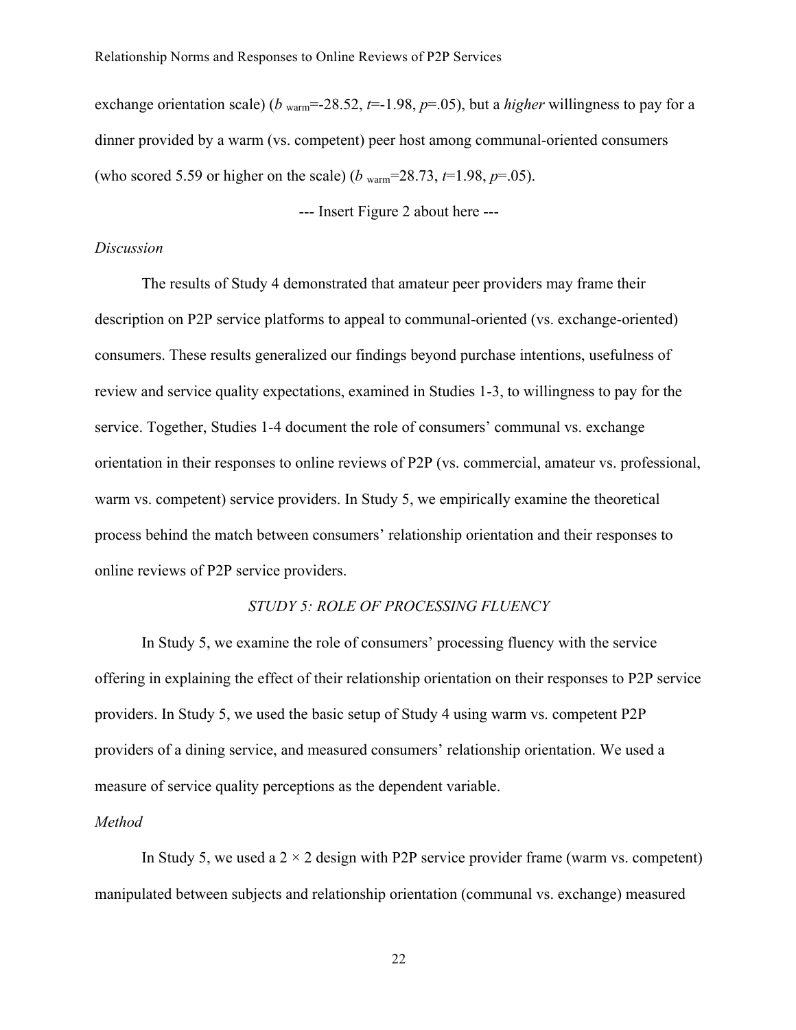exchange orientation scale) ($b_{\text{warm}}$=-28.52, $t$=-1.98, $p$=.05), but a *higher* willingness to pay for a dinner provided by a warm (vs. competent) peer host among communal-oriented consumers (who scored 5.59 or higher on the scale) ($b_{\text{warm}}$=28.73, $t$=1.98, $p$=.05).

--- Insert Figure 2 about here ---

*Discussion*

The results of Study 4 demonstrated that amateur peer providers may frame their description on P2P service platforms to appeal to communal-oriented (vs. exchange-oriented) consumers. These results generalized our findings beyond purchase intentions, usefulness of review and service quality expectations, examined in Studies 1-3, to willingness to pay for the service. Together, Studies 1-4 document the role of consumers' communal vs. exchange orientation in their responses to online reviews of P2P (vs. commercial, amateur vs. professional, warm vs. competent) service providers. In Study 5, we empirically examine the theoretical process behind the match between consumers' relationship orientation and their responses to online reviews of P2P service providers.

## *STUDY 5: ROLE OF PROCESSING FLUENCY*

In Study 5, we examine the role of consumers' processing fluency with the service offering in explaining the effect of their relationship orientation on their responses to P2P service providers. In Study 5, we used the basic setup of Study 4 using warm vs. competent P2P providers of a dining service, and measured consumers' relationship orientation. We used a measure of service quality perceptions as the dependent variable.

*Method*

In Study 5, we used a 2 × 2 design with P2P service provider frame (warm vs. competent) manipulated between subjects and relationship orientation (communal vs. exchange) measured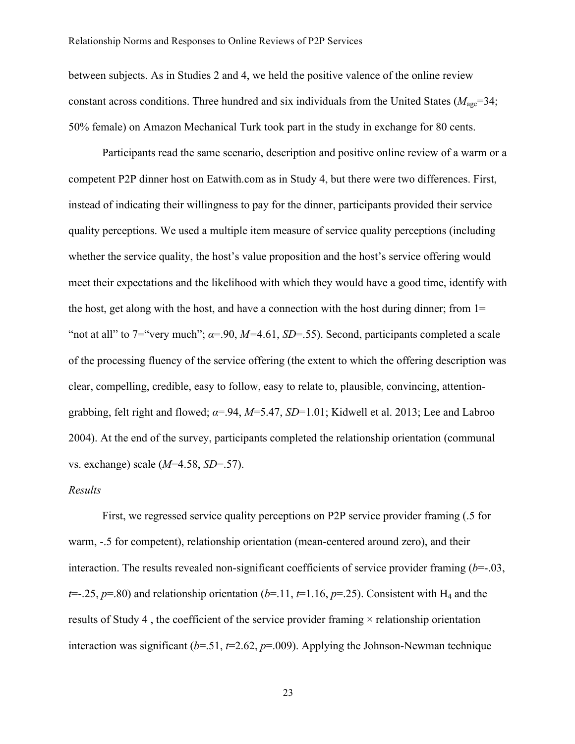between subjects. As in Studies 2 and 4, we held the positive valence of the online review constant across conditions. Three hundred and six individuals from the United States ($M_{\text{age}}$=34; 50% female) on Amazon Mechanical Turk took part in the study in exchange for 80 cents.

Participants read the same scenario, description and positive online review of a warm or a competent P2P dinner host on Eatwith.com as in Study 4, but there were two differences. First, instead of indicating their willingness to pay for the dinner, participants provided their service quality perceptions. We used a multiple item measure of service quality perceptions (including whether the service quality, the host's value proposition and the host's service offering would meet their expectations and the likelihood with which they would have a good time, identify with the host, get along with the host, and have a connection with the host during dinner; from 1= "not at all" to 7="very much"; $\alpha$=.90, $M$=4.61, $SD$=.55). Second, participants completed a scale of the processing fluency of the service offering (the extent to which the offering description was clear, compelling, credible, easy to follow, easy to relate to, plausible, convincing, attention-grabbing, felt right and flowed; $\alpha$=.94, $M$=5.47, $SD$=1.01; Kidwell et al. 2013; Lee and Labroo 2004). At the end of the survey, participants completed the relationship orientation (communal vs. exchange) scale ($M$=4.58, $SD$=.57).

*Results*

First, we regressed service quality perceptions on P2P service provider framing (.5 for warm, -.5 for competent), relationship orientation (mean-centered around zero), and their interaction. The results revealed non-significant coefficients of service provider framing ($b$=-.03, $t$=-.25, $p$=.80) and relationship orientation ($b$=.11, $t$=1.16, $p$=.25). Consistent with $H_4$ and the results of Study 4 , the coefficient of the service provider framing × relationship orientation interaction was significant ($b$=.51, $t$=2.62, $p$=.009). Applying the Johnson-Newman technique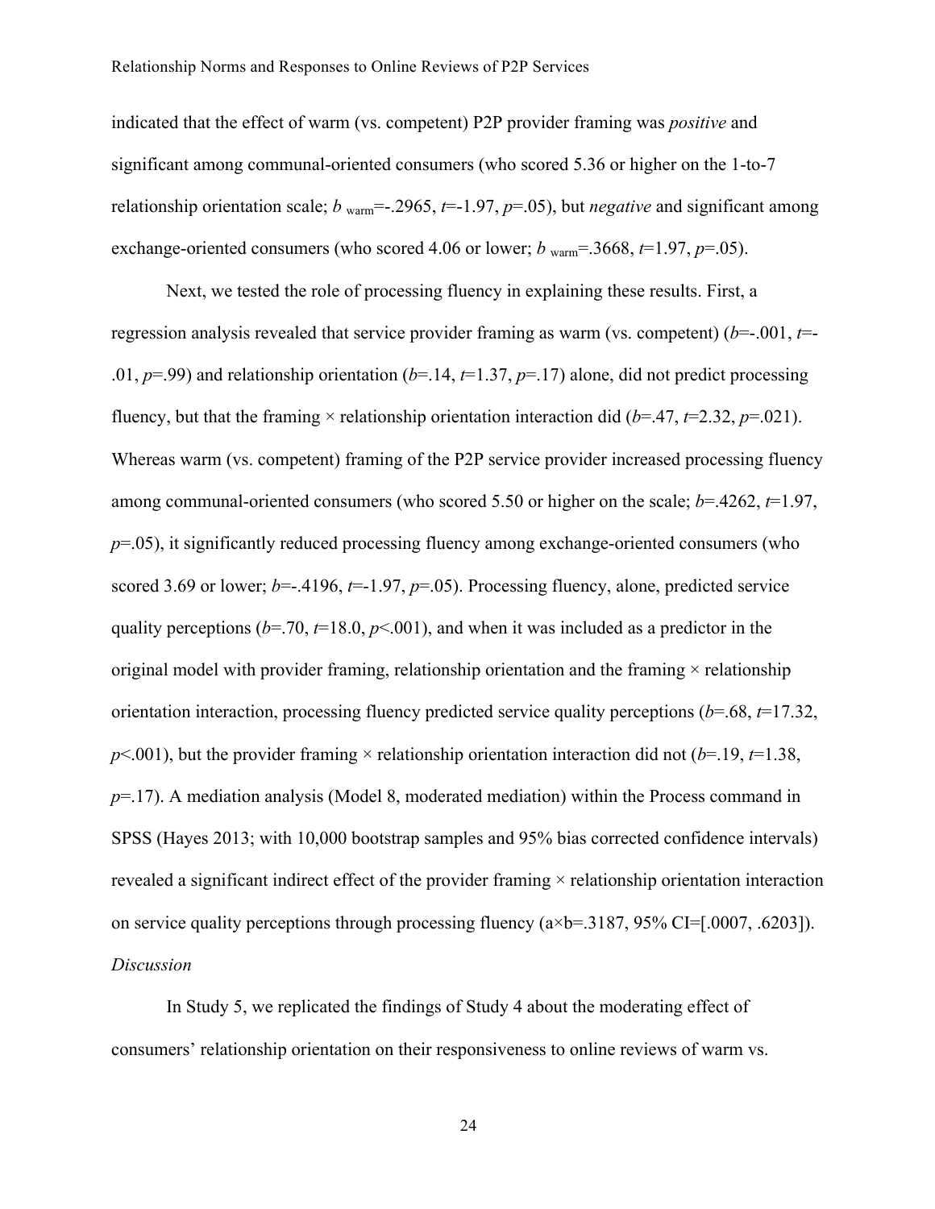indicated that the effect of warm (vs. competent) P2P provider framing was *positive* and significant among communal-oriented consumers (who scored 5.36 or higher on the 1-to-7 relationship orientation scale; $b_{\text{warm}}$=-.2965, *t*=-1.97, *p*=.05), but *negative* and significant among exchange-oriented consumers (who scored 4.06 or lower; $b_{\text{warm}}$=.3668, *t*=1.97, *p*=.05).

Next, we tested the role of processing fluency in explaining these results. First, a regression analysis revealed that service provider framing as warm (vs. competent) (*b*=-.001, *t*=-.01, *p*=.99) and relationship orientation (*b*=.14, *t*=1.37, *p*=.17) alone, did not predict processing fluency, but that the framing × relationship orientation interaction did (*b*=.47, *t*=2.32, *p*=.021). Whereas warm (vs. competent) framing of the P2P service provider increased processing fluency among communal-oriented consumers (who scored 5.50 or higher on the scale; *b*=.4262, *t*=1.97, *p*=.05), it significantly reduced processing fluency among exchange-oriented consumers (who scored 3.69 or lower; *b*=-.4196, *t*=-1.97, *p*=.05). Processing fluency, alone, predicted service quality perceptions (*b*=.70, *t*=18.0, *p*<.001), and when it was included as a predictor in the original model with provider framing, relationship orientation and the framing × relationship orientation interaction, processing fluency predicted service quality perceptions (*b*=.68, *t*=17.32, *p*<.001), but the provider framing × relationship orientation interaction did not (*b*=.19, *t*=1.38, *p*=.17). A mediation analysis (Model 8, moderated mediation) within the Process command in SPSS (Hayes 2013; with 10,000 bootstrap samples and 95% bias corrected confidence intervals) revealed a significant indirect effect of the provider framing × relationship orientation interaction on service quality perceptions through processing fluency (a×b=.3187, 95% CI=[.0007, .6203]).

*Discussion*

In Study 5, we replicated the findings of Study 4 about the moderating effect of consumers' relationship orientation on their responsiveness to online reviews of warm vs.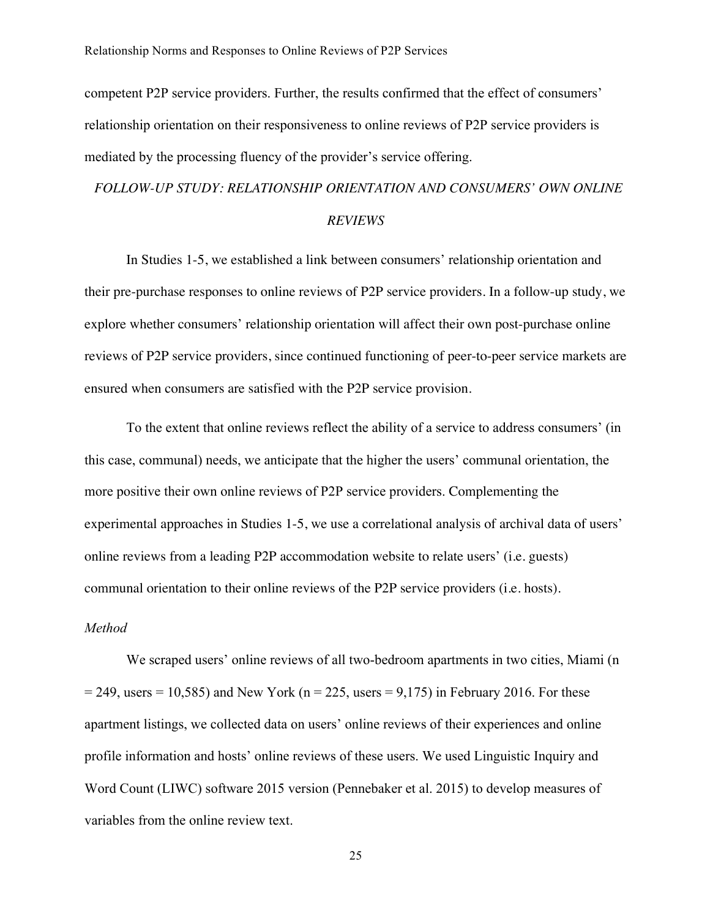competent P2P service providers. Further, the results confirmed that the effect of consumers' relationship orientation on their responsiveness to online reviews of P2P service providers is mediated by the processing fluency of the provider's service offering.

## *FOLLOW-UP STUDY: RELATIONSHIP ORIENTATION AND CONSUMERS' OWN ONLINE REVIEWS*

In Studies 1-5, we established a link between consumers' relationship orientation and their pre-purchase responses to online reviews of P2P service providers. In a follow-up study, we explore whether consumers' relationship orientation will affect their own post-purchase online reviews of P2P service providers, since continued functioning of peer-to-peer service markets are ensured when consumers are satisfied with the P2P service provision.

To the extent that online reviews reflect the ability of a service to address consumers' (in this case, communal) needs, we anticipate that the higher the users' communal orientation, the more positive their own online reviews of P2P service providers. Complementing the experimental approaches in Studies 1-5, we use a correlational analysis of archival data of users' online reviews from a leading P2P accommodation website to relate users' (i.e. guests) communal orientation to their online reviews of the P2P service providers (i.e. hosts).

### *Method*

We scraped users' online reviews of all two-bedroom apartments in two cities, Miami ($n = 249$, users = 10,585) and New York ($n = 225$, users = 9,175) in February 2016. For these apartment listings, we collected data on users' online reviews of their experiences and online profile information and hosts' online reviews of these users. We used Linguistic Inquiry and Word Count (LIWC) software 2015 version (Pennebaker et al. 2015) to develop measures of variables from the online review text.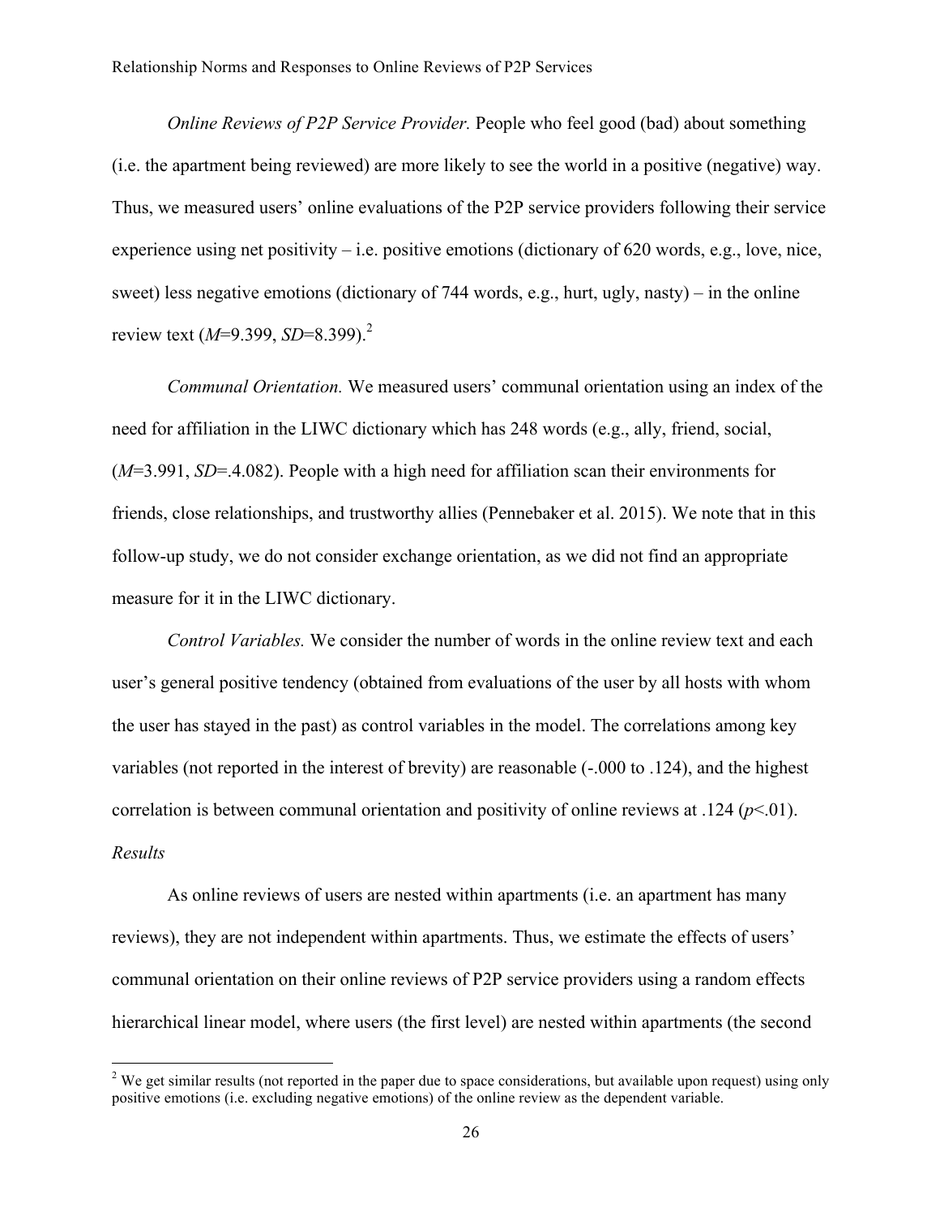*Online Reviews of P2P Service Provider.* People who feel good (bad) about something (i.e. the apartment being reviewed) are more likely to see the world in a positive (negative) way. Thus, we measured users' online evaluations of the P2P service providers following their service experience using net positivity – i.e. positive emotions (dictionary of 620 words, e.g., love, nice, sweet) less negative emotions (dictionary of 744 words, e.g., hurt, ugly, nasty) – in the online review text ($M$=9.399, $SD$=8.399).[2]

*Communal Orientation.* We measured users' communal orientation using an index of the need for affiliation in the LIWC dictionary which has 248 words (e.g., ally, friend, social, ($M$=3.991, $SD$=.4.082). People with a high need for affiliation scan their environments for friends, close relationships, and trustworthy allies (Pennebaker et al. 2015). We note that in this follow-up study, we do not consider exchange orientation, as we did not find an appropriate measure for it in the LIWC dictionary.

*Control Variables.* We consider the number of words in the online review text and each user's general positive tendency (obtained from evaluations of the user by all hosts with whom the user has stayed in the past) as control variables in the model. The correlations among key variables (not reported in the interest of brevity) are reasonable (-.000 to .124), and the highest correlation is between communal orientation and positivity of online reviews at .124 ($p$<.01).

*Results*

As online reviews of users are nested within apartments (i.e. an apartment has many reviews), they are not independent within apartments. Thus, we estimate the effects of users' communal orientation on their online reviews of P2P service providers using a random effects hierarchical linear model, where users (the first level) are nested within apartments (the second

[2] We get similar results (not reported in the paper due to space considerations, but available upon request) using only positive emotions (i.e. excluding negative emotions) of the online review as the dependent variable.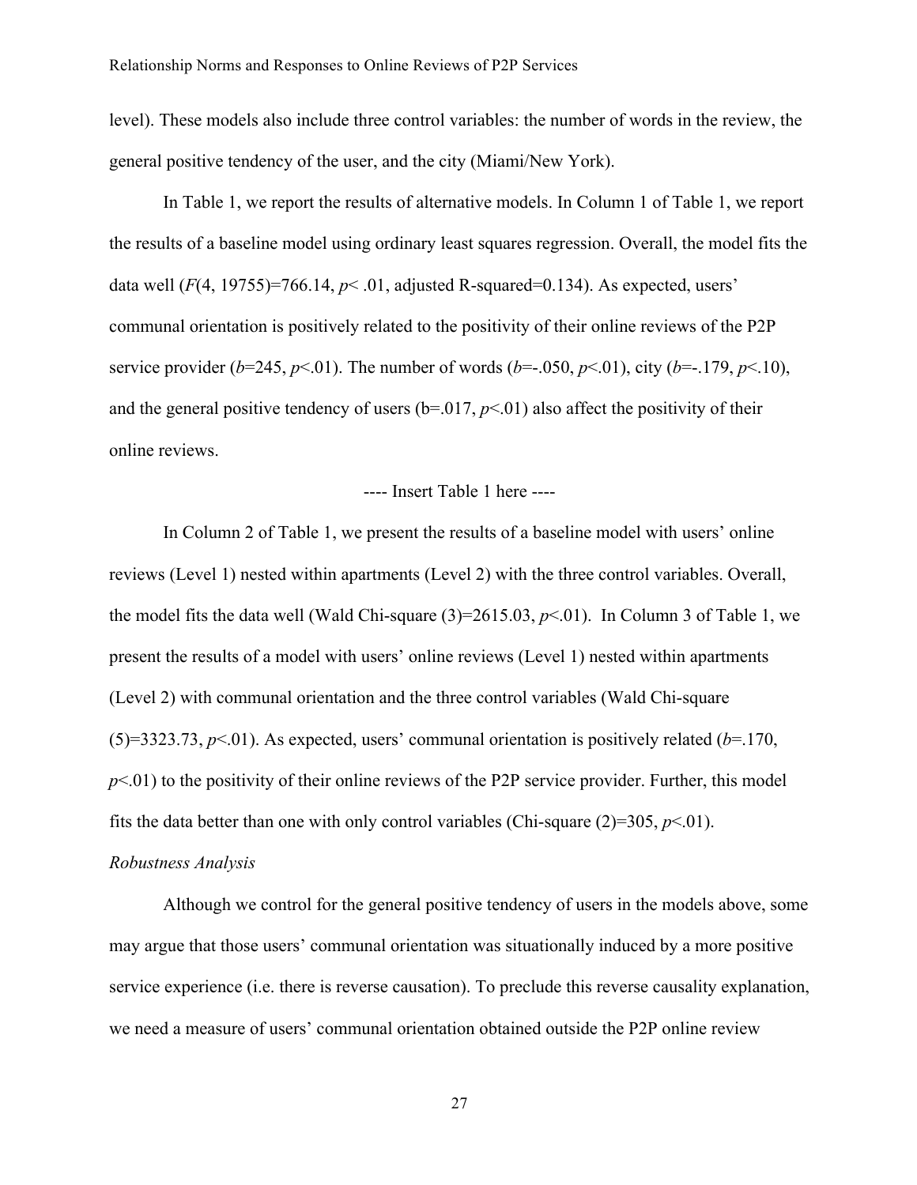level). These models also include three control variables: the number of words in the review, the general positive tendency of the user, and the city (Miami/New York).

In Table 1, we report the results of alternative models. In Column 1 of Table 1, we report the results of a baseline model using ordinary least squares regression. Overall, the model fits the data well ($F(4, 19755)=766.14$, $p< .01$, adjusted R-squared=0.134). As expected, users' communal orientation is positively related to the positivity of their online reviews of the P2P service provider ($b$=245, $p$<.01). The number of words ($b$=-.050, $p$<.01), city ($b$=-.179, $p$<.10), and the general positive tendency of users (b=.017, $p$<.01) also affect the positivity of their online reviews.

---- Insert Table 1 here ----

In Column 2 of Table 1, we present the results of a baseline model with users' online reviews (Level 1) nested within apartments (Level 2) with the three control variables. Overall, the model fits the data well (Wald Chi-square (3)=2615.03, $p$<.01). In Column 3 of Table 1, we present the results of a model with users' online reviews (Level 1) nested within apartments (Level 2) with communal orientation and the three control variables (Wald Chi-square (5)=3323.73, $p$<.01). As expected, users' communal orientation is positively related ($b$=.170, $p$<.01) to the positivity of their online reviews of the P2P service provider. Further, this model fits the data better than one with only control variables (Chi-square (2)=305, $p$<.01).

*Robustness Analysis*

Although we control for the general positive tendency of users in the models above, some may argue that those users' communal orientation was situationally induced by a more positive service experience (i.e. there is reverse causation). To preclude this reverse causality explanation, we need a measure of users' communal orientation obtained outside the P2P online review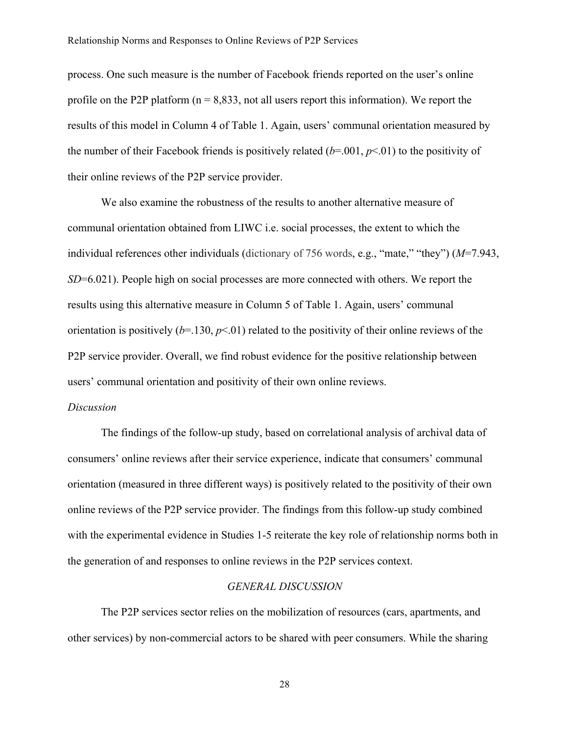process. One such measure is the number of Facebook friends reported on the user's online profile on the P2P platform ($n = 8{,}833$, not all users report this information). We report the results of this model in Column 4 of Table 1. Again, users' communal orientation measured by the number of their Facebook friends is positively related ($b$=.001, $p$<.01) to the positivity of their online reviews of the P2P service provider.

We also examine the robustness of the results to another alternative measure of communal orientation obtained from LIWC i.e. social processes, the extent to which the individual references other individuals (dictionary of 756 words, e.g., "mate," "they") ($M$=7.943, $SD$=6.021). People high on social processes are more connected with others. We report the results using this alternative measure in Column 5 of Table 1. Again, users' communal orientation is positively ($b$=.130, $p$<.01) related to the positivity of their online reviews of the P2P service provider. Overall, we find robust evidence for the positive relationship between users' communal orientation and positivity of their own online reviews.

*Discussion*

The findings of the follow-up study, based on correlational analysis of archival data of consumers' online reviews after their service experience, indicate that consumers' communal orientation (measured in three different ways) is positively related to the positivity of their own online reviews of the P2P service provider. The findings from this follow-up study combined with the experimental evidence in Studies 1-5 reiterate the key role of relationship norms both in the generation of and responses to online reviews in the P2P services context.

## *GENERAL DISCUSSION*

The P2P services sector relies on the mobilization of resources (cars, apartments, and other services) by non-commercial actors to be shared with peer consumers. While the sharing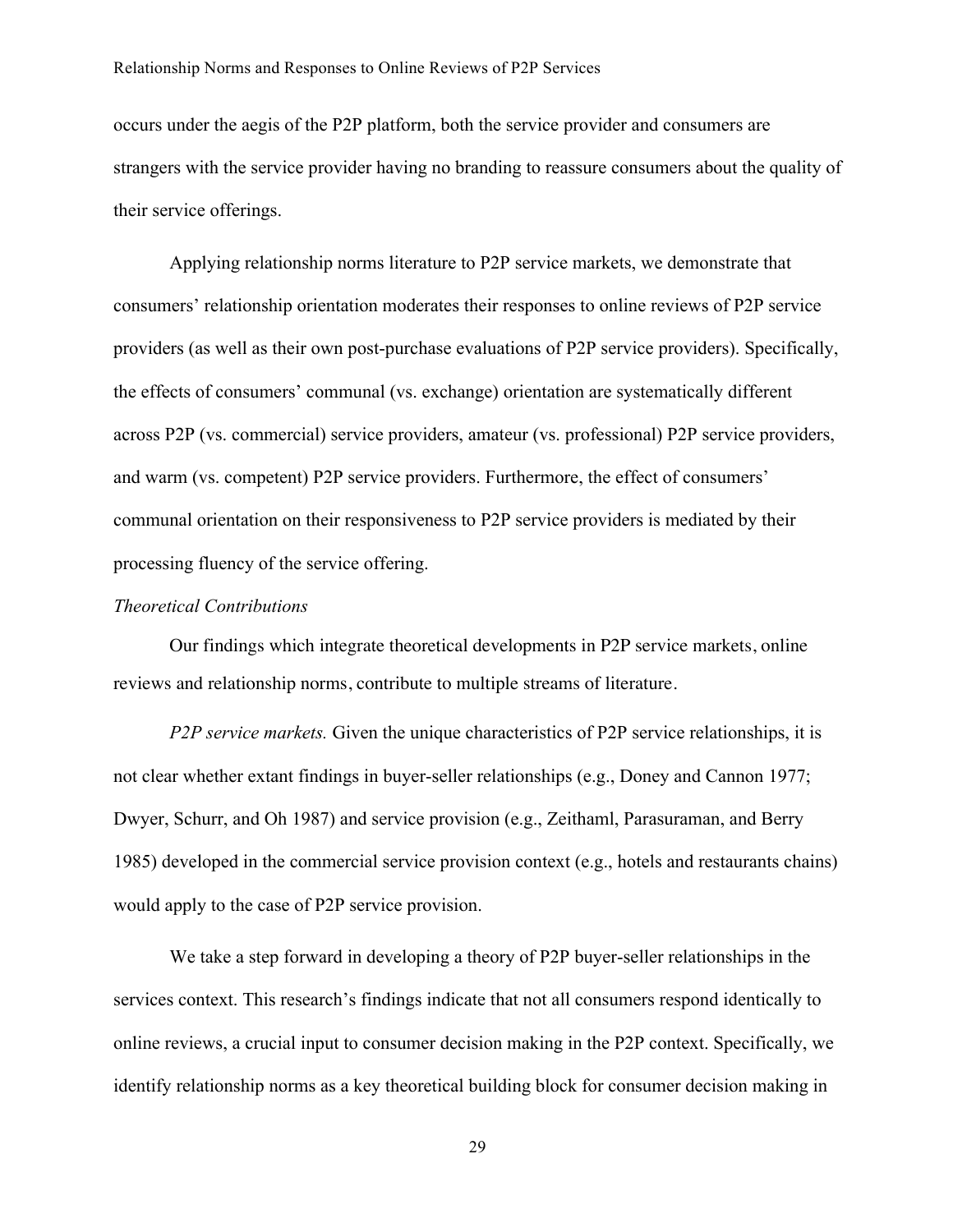occurs under the aegis of the P2P platform, both the service provider and consumers are strangers with the service provider having no branding to reassure consumers about the quality of their service offerings.

Applying relationship norms literature to P2P service markets, we demonstrate that consumers' relationship orientation moderates their responses to online reviews of P2P service providers (as well as their own post-purchase evaluations of P2P service providers). Specifically, the effects of consumers' communal (vs. exchange) orientation are systematically different across P2P (vs. commercial) service providers, amateur (vs. professional) P2P service providers, and warm (vs. competent) P2P service providers. Furthermore, the effect of consumers' communal orientation on their responsiveness to P2P service providers is mediated by their processing fluency of the service offering.

*Theoretical Contributions*

Our findings which integrate theoretical developments in P2P service markets, online reviews and relationship norms, contribute to multiple streams of literature.

*P2P service markets.* Given the unique characteristics of P2P service relationships, it is not clear whether extant findings in buyer-seller relationships (e.g., Doney and Cannon 1977; Dwyer, Schurr, and Oh 1987) and service provision (e.g., Zeithaml, Parasuraman, and Berry 1985) developed in the commercial service provision context (e.g., hotels and restaurants chains) would apply to the case of P2P service provision.

We take a step forward in developing a theory of P2P buyer-seller relationships in the services context. This research's findings indicate that not all consumers respond identically to online reviews, a crucial input to consumer decision making in the P2P context. Specifically, we identify relationship norms as a key theoretical building block for consumer decision making in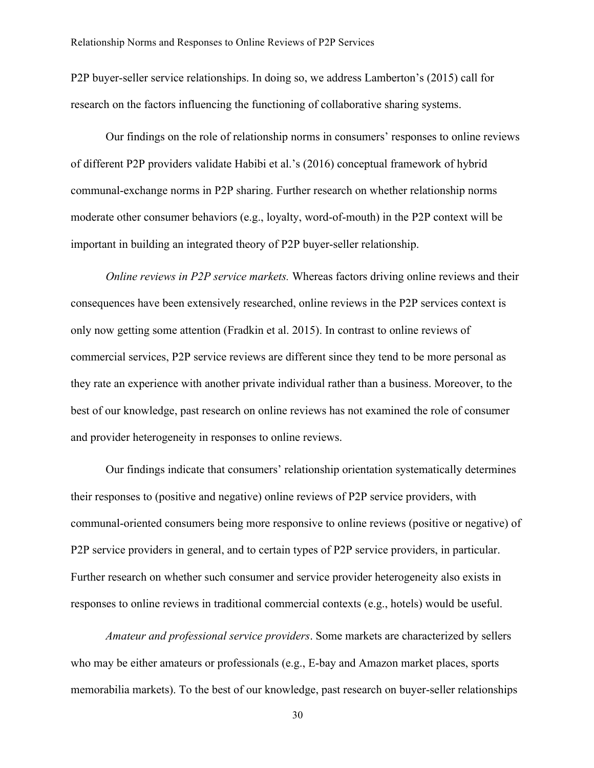P2P buyer-seller service relationships. In doing so, we address Lamberton's (2015) call for research on the factors influencing the functioning of collaborative sharing systems.

Our findings on the role of relationship norms in consumers' responses to online reviews of different P2P providers validate Habibi et al.'s (2016) conceptual framework of hybrid communal-exchange norms in P2P sharing. Further research on whether relationship norms moderate other consumer behaviors (e.g., loyalty, word-of-mouth) in the P2P context will be important in building an integrated theory of P2P buyer-seller relationship.

*Online reviews in P2P service markets.* Whereas factors driving online reviews and their consequences have been extensively researched, online reviews in the P2P services context is only now getting some attention (Fradkin et al. 2015). In contrast to online reviews of commercial services, P2P service reviews are different since they tend to be more personal as they rate an experience with another private individual rather than a business. Moreover, to the best of our knowledge, past research on online reviews has not examined the role of consumer and provider heterogeneity in responses to online reviews.

Our findings indicate that consumers' relationship orientation systematically determines their responses to (positive and negative) online reviews of P2P service providers, with communal-oriented consumers being more responsive to online reviews (positive or negative) of P2P service providers in general, and to certain types of P2P service providers, in particular. Further research on whether such consumer and service provider heterogeneity also exists in responses to online reviews in traditional commercial contexts (e.g., hotels) would be useful.

*Amateur and professional service providers*. Some markets are characterized by sellers who may be either amateurs or professionals (e.g., E-bay and Amazon market places, sports memorabilia markets). To the best of our knowledge, past research on buyer-seller relationships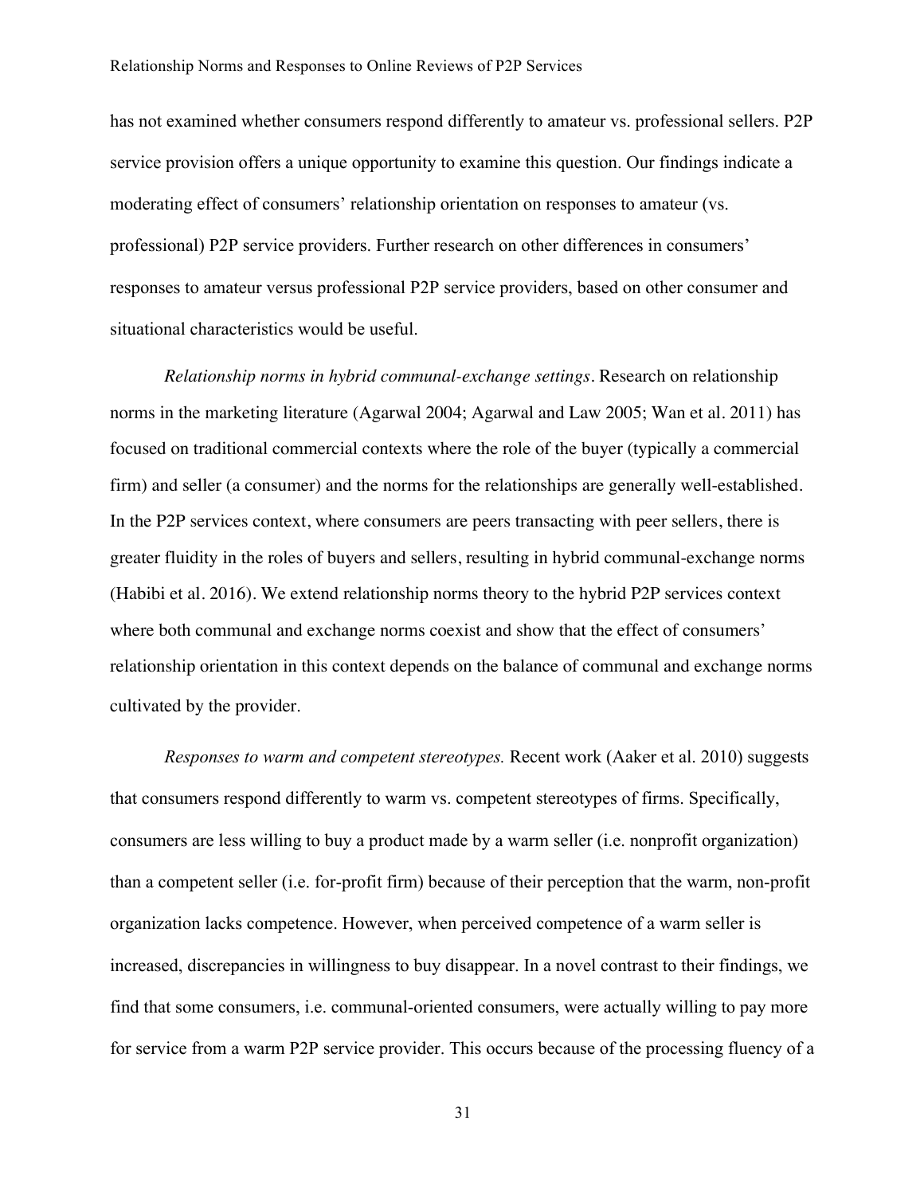has not examined whether consumers respond differently to amateur vs. professional sellers. P2P service provision offers a unique opportunity to examine this question. Our findings indicate a moderating effect of consumers' relationship orientation on responses to amateur (vs. professional) P2P service providers. Further research on other differences in consumers' responses to amateur versus professional P2P service providers, based on other consumer and situational characteristics would be useful.

*Relationship norms in hybrid communal-exchange settings*. Research on relationship norms in the marketing literature (Agarwal 2004; Agarwal and Law 2005; Wan et al. 2011) has focused on traditional commercial contexts where the role of the buyer (typically a commercial firm) and seller (a consumer) and the norms for the relationships are generally well-established. In the P2P services context, where consumers are peers transacting with peer sellers, there is greater fluidity in the roles of buyers and sellers, resulting in hybrid communal-exchange norms (Habibi et al. 2016). We extend relationship norms theory to the hybrid P2P services context where both communal and exchange norms coexist and show that the effect of consumers' relationship orientation in this context depends on the balance of communal and exchange norms cultivated by the provider.

*Responses to warm and competent stereotypes.* Recent work (Aaker et al. 2010) suggests that consumers respond differently to warm vs. competent stereotypes of firms. Specifically, consumers are less willing to buy a product made by a warm seller (i.e. nonprofit organization) than a competent seller (i.e. for-profit firm) because of their perception that the warm, non-profit organization lacks competence. However, when perceived competence of a warm seller is increased, discrepancies in willingness to buy disappear. In a novel contrast to their findings, we find that some consumers, i.e. communal-oriented consumers, were actually willing to pay more for service from a warm P2P service provider. This occurs because of the processing fluency of a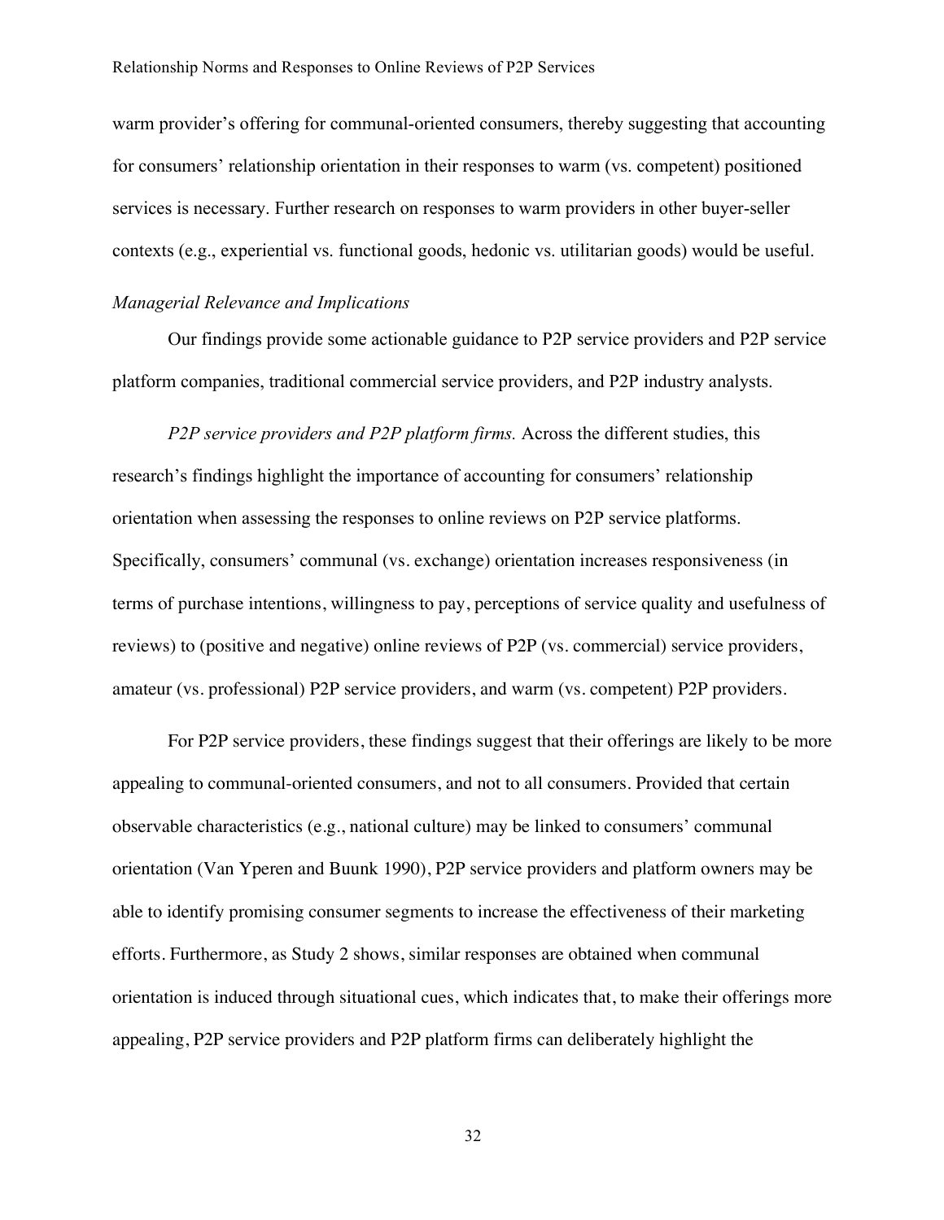warm provider's offering for communal-oriented consumers, thereby suggesting that accounting for consumers' relationship orientation in their responses to warm (vs. competent) positioned services is necessary. Further research on responses to warm providers in other buyer-seller contexts (e.g., experiential vs. functional goods, hedonic vs. utilitarian goods) would be useful.

*Managerial Relevance and Implications*

Our findings provide some actionable guidance to P2P service providers and P2P service platform companies, traditional commercial service providers, and P2P industry analysts.

*P2P service providers and P2P platform firms.* Across the different studies, this research's findings highlight the importance of accounting for consumers' relationship orientation when assessing the responses to online reviews on P2P service platforms. Specifically, consumers' communal (vs. exchange) orientation increases responsiveness (in terms of purchase intentions, willingness to pay, perceptions of service quality and usefulness of reviews) to (positive and negative) online reviews of P2P (vs. commercial) service providers, amateur (vs. professional) P2P service providers, and warm (vs. competent) P2P providers.

For P2P service providers, these findings suggest that their offerings are likely to be more appealing to communal-oriented consumers, and not to all consumers. Provided that certain observable characteristics (e.g., national culture) may be linked to consumers' communal orientation (Van Yperen and Buunk 1990), P2P service providers and platform owners may be able to identify promising consumer segments to increase the effectiveness of their marketing efforts. Furthermore, as Study 2 shows, similar responses are obtained when communal orientation is induced through situational cues, which indicates that, to make their offerings more appealing, P2P service providers and P2P platform firms can deliberately highlight the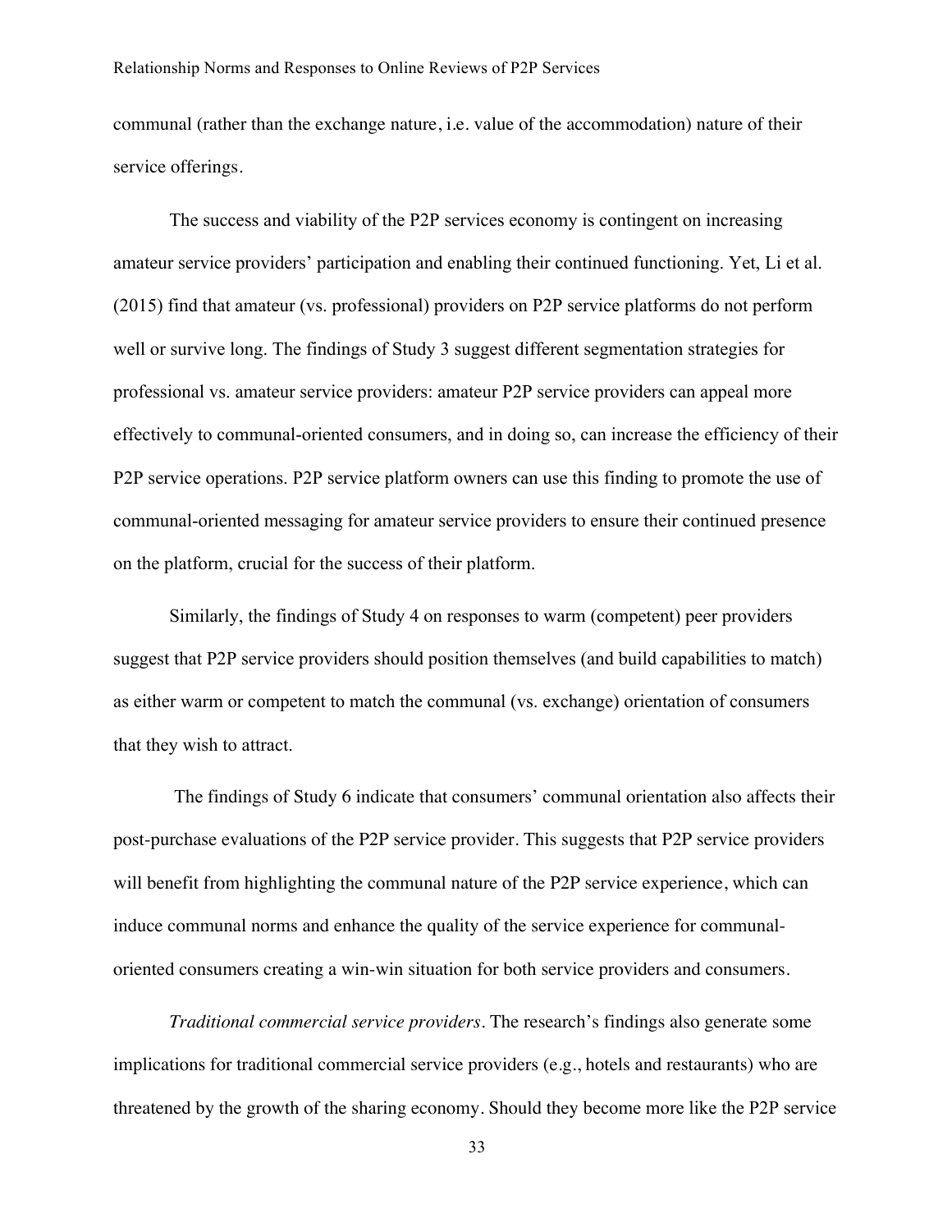communal (rather than the exchange nature, i.e. value of the accommodation) nature of their service offerings.

The success and viability of the P2P services economy is contingent on increasing amateur service providers' participation and enabling their continued functioning. Yet, Li et al. (2015) find that amateur (vs. professional) providers on P2P service platforms do not perform well or survive long. The findings of Study 3 suggest different segmentation strategies for professional vs. amateur service providers: amateur P2P service providers can appeal more effectively to communal-oriented consumers, and in doing so, can increase the efficiency of their P2P service operations. P2P service platform owners can use this finding to promote the use of communal-oriented messaging for amateur service providers to ensure their continued presence on the platform, crucial for the success of their platform.

Similarly, the findings of Study 4 on responses to warm (competent) peer providers suggest that P2P service providers should position themselves (and build capabilities to match) as either warm or competent to match the communal (vs. exchange) orientation of consumers that they wish to attract.

The findings of Study 6 indicate that consumers' communal orientation also affects their post-purchase evaluations of the P2P service provider. This suggests that P2P service providers will benefit from highlighting the communal nature of the P2P service experience, which can induce communal norms and enhance the quality of the service experience for communal-oriented consumers creating a win-win situation for both service providers and consumers.

*Traditional commercial service providers*. The research's findings also generate some implications for traditional commercial service providers (e.g., hotels and restaurants) who are threatened by the growth of the sharing economy. Should they become more like the P2P service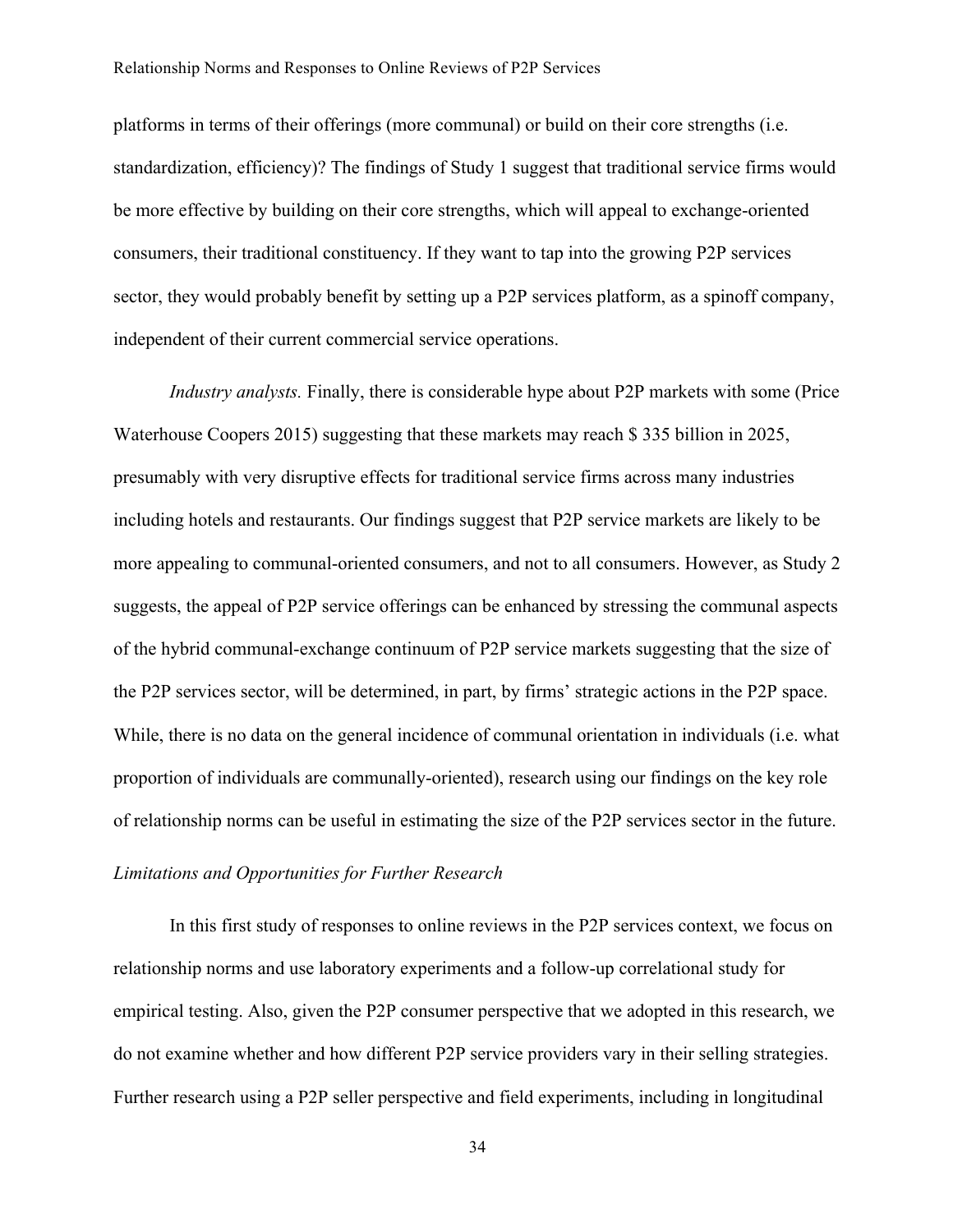platforms in terms of their offerings (more communal) or build on their core strengths (i.e. standardization, efficiency)? The findings of Study 1 suggest that traditional service firms would be more effective by building on their core strengths, which will appeal to exchange-oriented consumers, their traditional constituency. If they want to tap into the growing P2P services sector, they would probably benefit by setting up a P2P services platform, as a spinoff company, independent of their current commercial service operations.

*Industry analysts.* Finally, there is considerable hype about P2P markets with some (Price Waterhouse Coopers 2015) suggesting that these markets may reach $ 335 billion in 2025, presumably with very disruptive effects for traditional service firms across many industries including hotels and restaurants. Our findings suggest that P2P service markets are likely to be more appealing to communal-oriented consumers, and not to all consumers. However, as Study 2 suggests, the appeal of P2P service offerings can be enhanced by stressing the communal aspects of the hybrid communal-exchange continuum of P2P service markets suggesting that the size of the P2P services sector, will be determined, in part, by firms' strategic actions in the P2P space. While, there is no data on the general incidence of communal orientation in individuals (i.e. what proportion of individuals are communally-oriented), research using our findings on the key role of relationship norms can be useful in estimating the size of the P2P services sector in the future.

### *Limitations and Opportunities for Further Research*

In this first study of responses to online reviews in the P2P services context, we focus on relationship norms and use laboratory experiments and a follow-up correlational study for empirical testing. Also, given the P2P consumer perspective that we adopted in this research, we do not examine whether and how different P2P service providers vary in their selling strategies. Further research using a P2P seller perspective and field experiments, including in longitudinal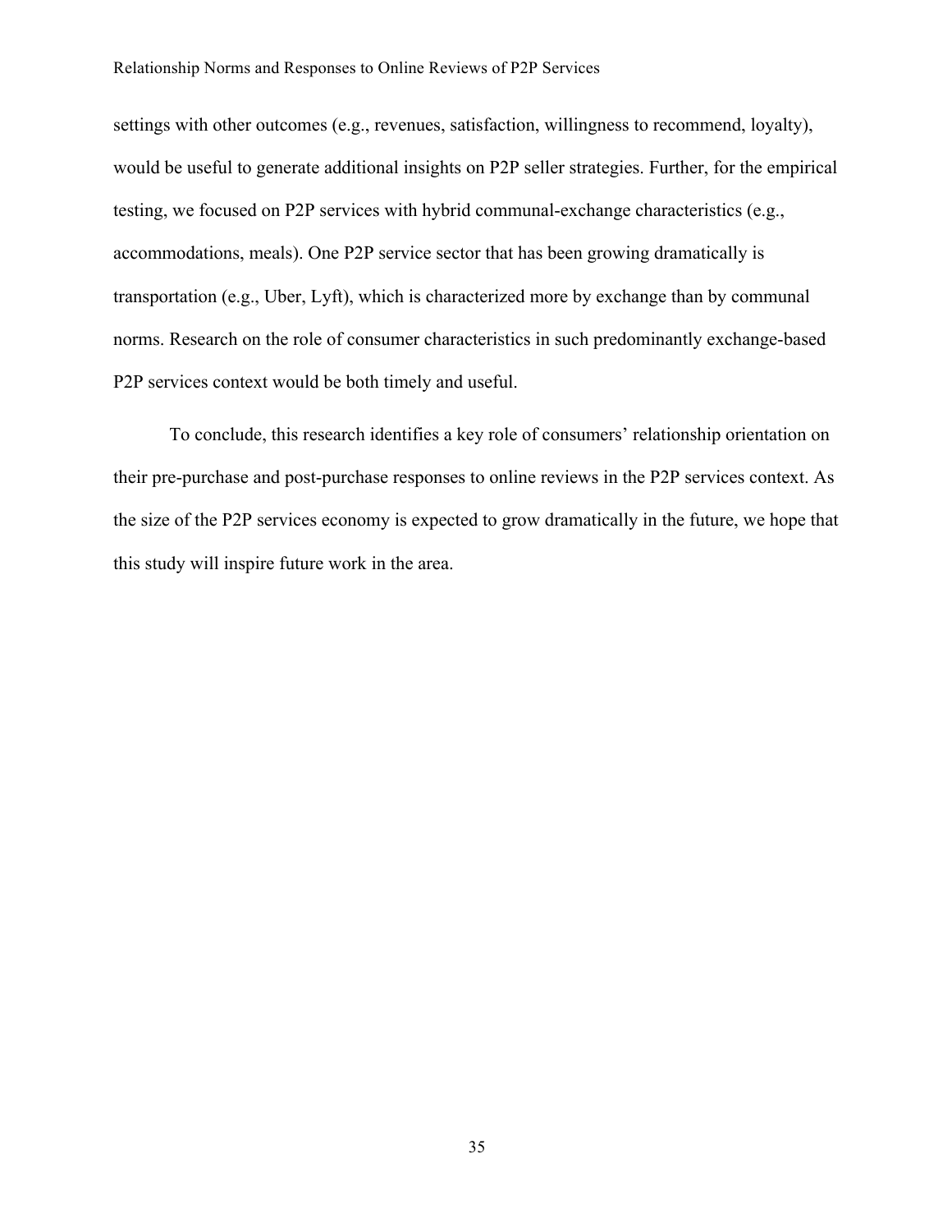settings with other outcomes (e.g., revenues, satisfaction, willingness to recommend, loyalty), would be useful to generate additional insights on P2P seller strategies. Further, for the empirical testing, we focused on P2P services with hybrid communal-exchange characteristics (e.g., accommodations, meals). One P2P service sector that has been growing dramatically is transportation (e.g., Uber, Lyft), which is characterized more by exchange than by communal norms. Research on the role of consumer characteristics in such predominantly exchange-based P2P services context would be both timely and useful.

To conclude, this research identifies a key role of consumers' relationship orientation on their pre-purchase and post-purchase responses to online reviews in the P2P services context. As the size of the P2P services economy is expected to grow dramatically in the future, we hope that this study will inspire future work in the area.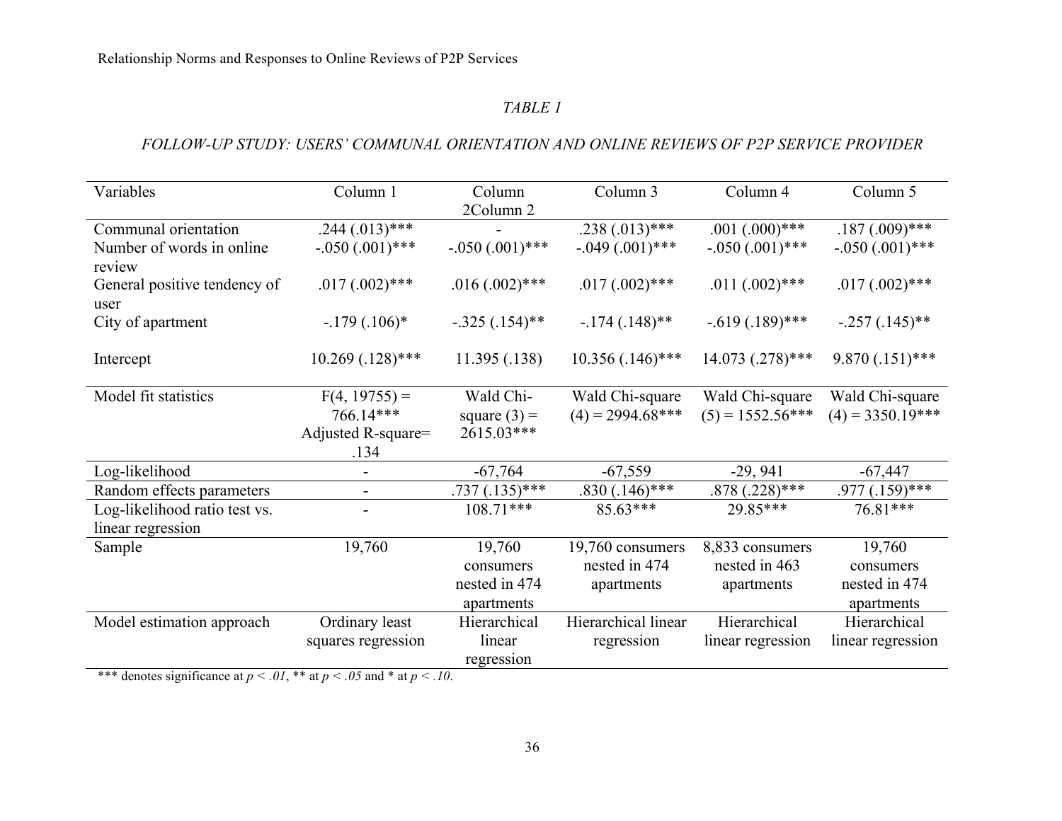*TABLE 1*

*FOLLOW-UP STUDY: USERS' COMMUNAL ORIENTATION AND ONLINE REVIEWS OF P2P SERVICE PROVIDER*

| Variables | Column 1 | Column 2Column 2 | Column 3 | Column 4 | Column 5 |
|---|---|---|---|---|---|
| Communal orientation | .244 (.013)*** | - | .238 (.013)*** | .001 (.000)*** | .187 (.009)*** |
| Number of words in online review | -.050 (.001)*** | -.050 (.001)*** | -.049 (.001)*** | -.050 (.001)*** | -.050 (.001)*** |
| General positive tendency of user | .017 (.002)*** | .016 (.002)*** | .017 (.002)*** | .011 (.002)*** | .017 (.002)*** |
| City of apartment | -.179 (.106)* | -.325 (.154)** | -.174 (.148)** | -.619 (.189)*** | -.257 (.145)** |
| Intercept | 10.269 (.128)*** | 11.395 (.138) | 10.356 (.146)*** | 14.073 (.278)*** | 9.870 (.151)*** |
| Model fit statistics | $F(4, 19755) = 766.14$*** Adjusted R-square= .134 | Wald Chi-square (3) = 2615.03*** | Wald Chi-square (4) = 2994.68*** | Wald Chi-square (5) = 1552.56*** | Wald Chi-square (4) = 3350.19*** |
| Log-likelihood | - | -67,764 | -67,559 | -29, 941 | -67,447 |
| Random effects parameters | - | .737 (.135)*** | .830 (.146)*** | .878 (.228)*** | .977 (.159)*** |
| Log-likelihood ratio test vs. linear regression | - | 108.71*** | 85.63*** | 29.85*** | 76.81*** |
| Sample | 19,760 | 19,760 consumers nested in 474 apartments | 19,760 consumers nested in 474 apartments | 8,833 consumers nested in 463 apartments | 19,760 consumers nested in 474 apartments |
| Model estimation approach | Ordinary least squares regression | Hierarchical linear regression | Hierarchical linear regression | Hierarchical linear regression | Hierarchical linear regression |

*** denotes significance at $p < .01$, ** at $p < .05$ and * at $p < .10$.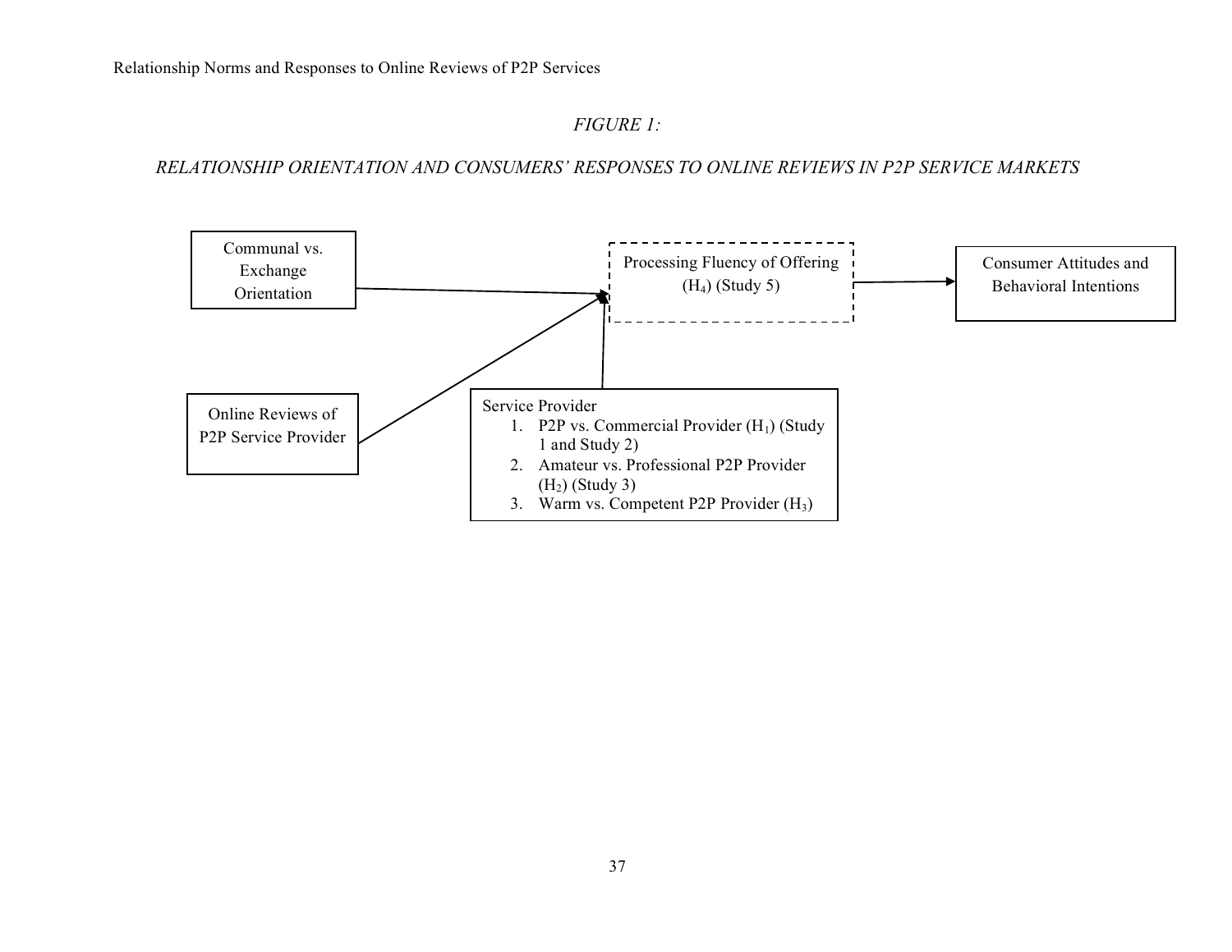*FIGURE 1:*

*RELATIONSHIP ORIENTATION AND CONSUMERS' RESPONSES TO ONLINE REVIEWS IN P2P SERVICE MARKETS*

Communal vs. Exchange Orientation

Online Reviews of P2P Service Provider

Processing Fluency of Offering ($H_4$) (Study 5)

Consumer Attitudes and Behavioral Intentions

Service Provider

1. P2P vs. Commercial Provider ($H_1$) (Study 1 and Study 2)
2. Amateur vs. Professional P2P Provider ($H_2$) (Study 3)
3. Warm vs. Competent P2P Provider ($H_3$)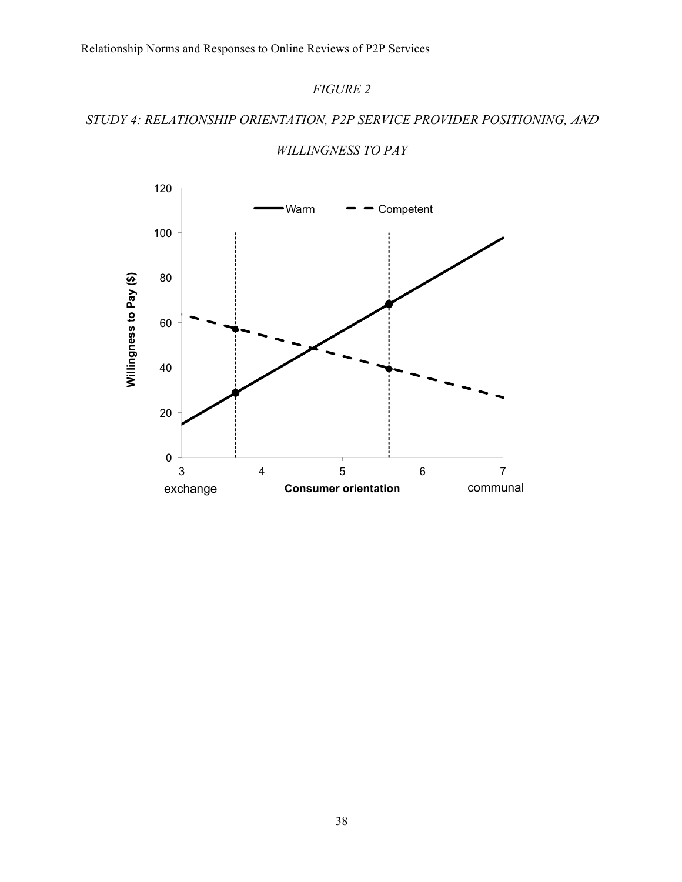*FIGURE 2*

*STUDY 4: RELATIONSHIP ORIENTATION, P2P SERVICE PROVIDER POSITIONING, AND WILLINGNESS TO PAY*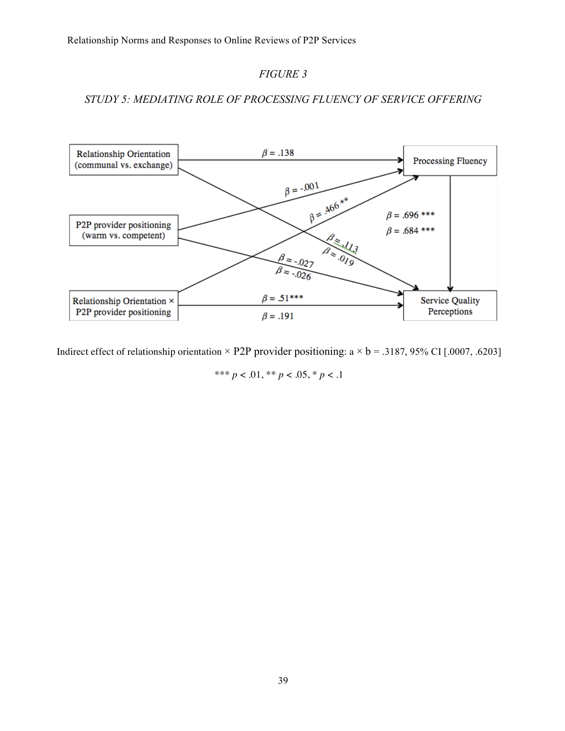*FIGURE 3*

*STUDY 5: MEDIATING ROLE OF PROCESSING FLUENCY OF SERVICE OFFERING*

Relationship Orientation (communal vs. exchange)

P2P provider positioning (warm vs. competent)

Relationship Orientation × P2P provider positioning

Processing Fluency

Service Quality Perceptions

$\beta = .138$

$\beta = -.001$

$\beta = .466$ **

$\beta = .696$ ***

$\beta = .684$ ***

$\beta = .113$

$\beta = .019$

$\beta = -.027$

$\beta = -.026$

$\beta = .51$***

$\beta = .191$

Indirect effect of relationship orientation × P2P provider positioning: a × b = .3187, 95% CI [.0007, .6203]

*** $p < .01$, ** $p < .05$, * $p < .1$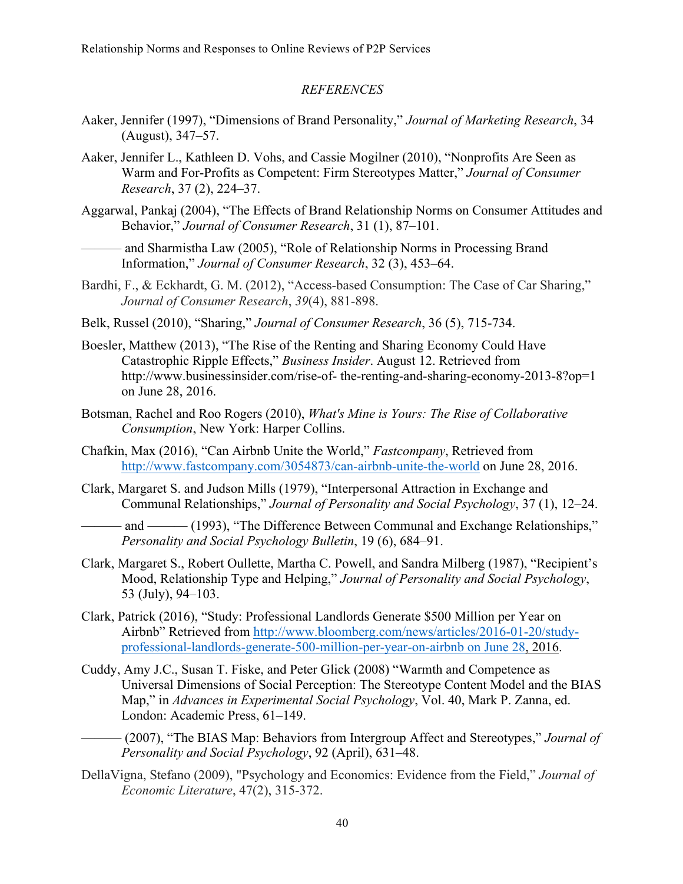*REFERENCES*

Aaker, Jennifer (1997), "Dimensions of Brand Personality," *Journal of Marketing Research*, 34 (August), 347–57.

Aaker, Jennifer L., Kathleen D. Vohs, and Cassie Mogilner (2010), "Nonprofits Are Seen as Warm and For-Profits as Competent: Firm Stereotypes Matter," *Journal of Consumer Research*, 37 (2), 224–37.

Aggarwal, Pankaj (2004), "The Effects of Brand Relationship Norms on Consumer Attitudes and Behavior," *Journal of Consumer Research*, 31 (1), 87–101.

——— and Sharmistha Law (2005), "Role of Relationship Norms in Processing Brand Information," *Journal of Consumer Research*, 32 (3), 453–64.

Bardhi, F., & Eckhardt, G. M. (2012), "Access-based Consumption: The Case of Car Sharing," *Journal of Consumer Research*, *39*(4), 881-898.

Belk, Russel (2010), "Sharing," *Journal of Consumer Research*, 36 (5), 715-734.

Boesler, Matthew (2013), "The Rise of the Renting and Sharing Economy Could Have Catastrophic Ripple Effects," *Business Insider*. August 12. Retrieved from http://www.businessinsider.com/rise-of- the-renting-and-sharing-economy-2013-8?op=1 on June 28, 2016.

Botsman, Rachel and Roo Rogers (2010), *What's Mine is Yours: The Rise of Collaborative Consumption*, New York: Harper Collins.

Chafkin, Max (2016), "Can Airbnb Unite the World," *Fastcompany*, Retrieved from http://www.fastcompany.com/3054873/can-airbnb-unite-the-world on June 28, 2016.

Clark, Margaret S. and Judson Mills (1979), "Interpersonal Attraction in Exchange and Communal Relationships," *Journal of Personality and Social Psychology*, 37 (1), 12–24.

——— and ——— (1993), "The Difference Between Communal and Exchange Relationships," *Personality and Social Psychology Bulletin*, 19 (6), 684–91.

Clark, Margaret S., Robert Oullette, Martha C. Powell, and Sandra Milberg (1987), "Recipient's Mood, Relationship Type and Helping," *Journal of Personality and Social Psychology*, 53 (July), 94–103.

Clark, Patrick (2016), "Study: Professional Landlords Generate $500 Million per Year on Airbnb" Retrieved from http://www.bloomberg.com/news/articles/2016-01-20/study-professional-landlords-generate-500-million-per-year-on-airbnb on June 28, 2016.

Cuddy, Amy J.C., Susan T. Fiske, and Peter Glick (2008) "Warmth and Competence as Universal Dimensions of Social Perception: The Stereotype Content Model and the BIAS Map," in *Advances in Experimental Social Psychology*, Vol. 40, Mark P. Zanna, ed. London: Academic Press, 61–149.

——— (2007), "The BIAS Map: Behaviors from Intergroup Affect and Stereotypes," *Journal of Personality and Social Psychology*, 92 (April), 631–48.

DellaVigna, Stefano (2009), "Psychology and Economics: Evidence from the Field," *Journal of Economic Literature*, 47(2), 315-372.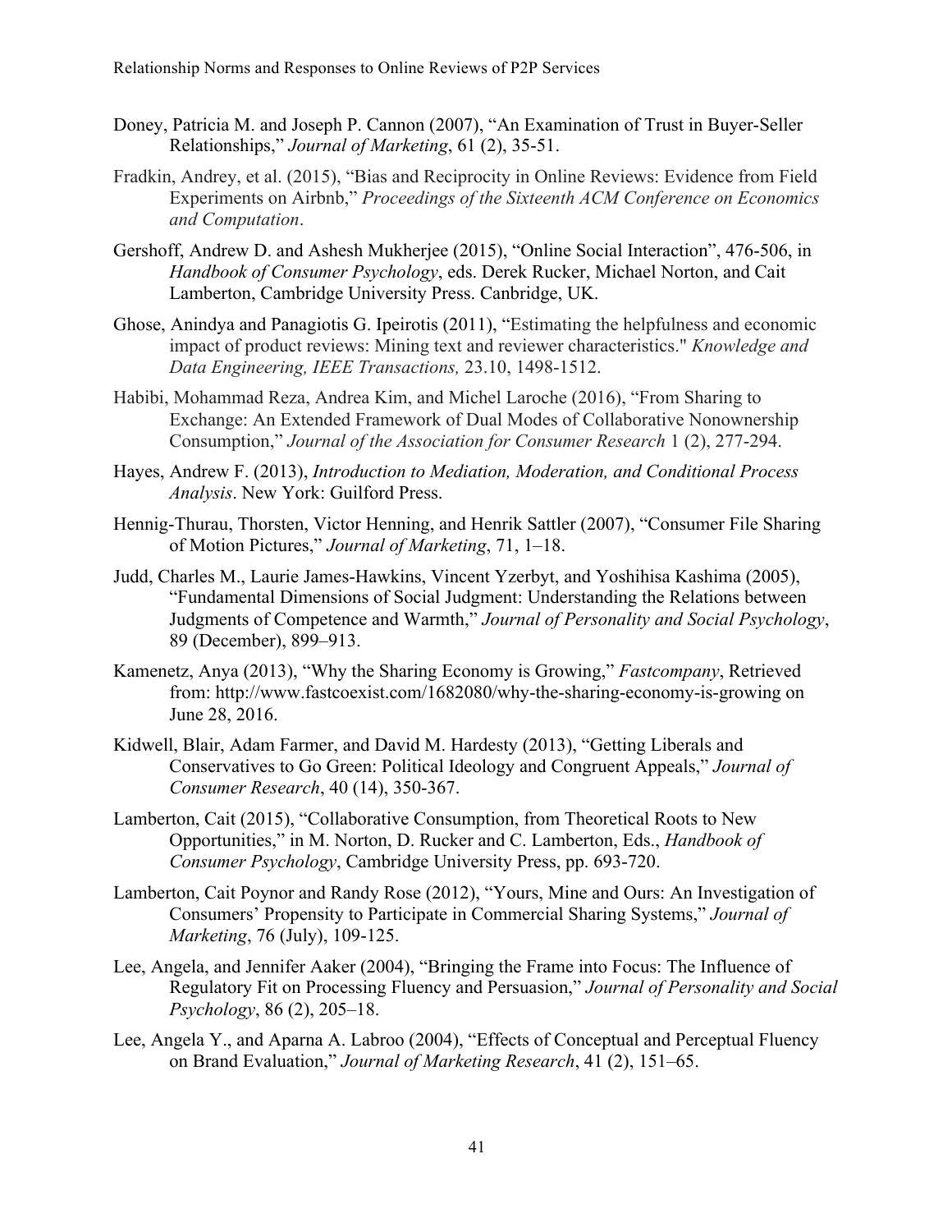Doney, Patricia M. and Joseph P. Cannon (2007), "An Examination of Trust in Buyer-Seller Relationships," *Journal of Marketing*, 61 (2), 35-51.

Fradkin, Andrey, et al. (2015), "Bias and Reciprocity in Online Reviews: Evidence from Field Experiments on Airbnb," *Proceedings of the Sixteenth ACM Conference on Economics and Computation*.

Gershoff, Andrew D. and Ashesh Mukherjee (2015), "Online Social Interaction", 476-506, in *Handbook of Consumer Psychology*, eds. Derek Rucker, Michael Norton, and Cait Lamberton, Cambridge University Press. Canbridge, UK.

Ghose, Anindya and Panagiotis G. Ipeirotis (2011), "Estimating the helpfulness and economic impact of product reviews: Mining text and reviewer characteristics." *Knowledge and Data Engineering, IEEE Transactions,* 23.10, 1498-1512.

Habibi, Mohammad Reza, Andrea Kim, and Michel Laroche (2016), "From Sharing to Exchange: An Extended Framework of Dual Modes of Collaborative Nonownership Consumption," *Journal of the Association for Consumer Research* 1 (2), 277-294.

Hayes, Andrew F. (2013), *Introduction to Mediation, Moderation, and Conditional Process Analysis*. New York: Guilford Press.

Hennig-Thurau, Thorsten, Victor Henning, and Henrik Sattler (2007), "Consumer File Sharing of Motion Pictures," *Journal of Marketing*, 71, 1–18.

Judd, Charles M., Laurie James-Hawkins, Vincent Yzerbyt, and Yoshihisa Kashima (2005), "Fundamental Dimensions of Social Judgment: Understanding the Relations between Judgments of Competence and Warmth," *Journal of Personality and Social Psychology*, 89 (December), 899–913.

Kamenetz, Anya (2013), "Why the Sharing Economy is Growing," *Fastcompany*, Retrieved from: http://www.fastcoexist.com/1682080/why-the-sharing-economy-is-growing on June 28, 2016.

Kidwell, Blair, Adam Farmer, and David M. Hardesty (2013), "Getting Liberals and Conservatives to Go Green: Political Ideology and Congruent Appeals," *Journal of Consumer Research*, 40 (14), 350-367.

Lamberton, Cait (2015), "Collaborative Consumption, from Theoretical Roots to New Opportunities," in M. Norton, D. Rucker and C. Lamberton, Eds., *Handbook of Consumer Psychology*, Cambridge University Press, pp. 693-720.

Lamberton, Cait Poynor and Randy Rose (2012), "Yours, Mine and Ours: An Investigation of Consumers' Propensity to Participate in Commercial Sharing Systems," *Journal of Marketing*, 76 (July), 109-125.

Lee, Angela, and Jennifer Aaker (2004), "Bringing the Frame into Focus: The Influence of Regulatory Fit on Processing Fluency and Persuasion," *Journal of Personality and Social Psychology*, 86 (2), 205–18.

Lee, Angela Y., and Aparna A. Labroo (2004), "Effects of Conceptual and Perceptual Fluency on Brand Evaluation," *Journal of Marketing Research*, 41 (2), 151–65.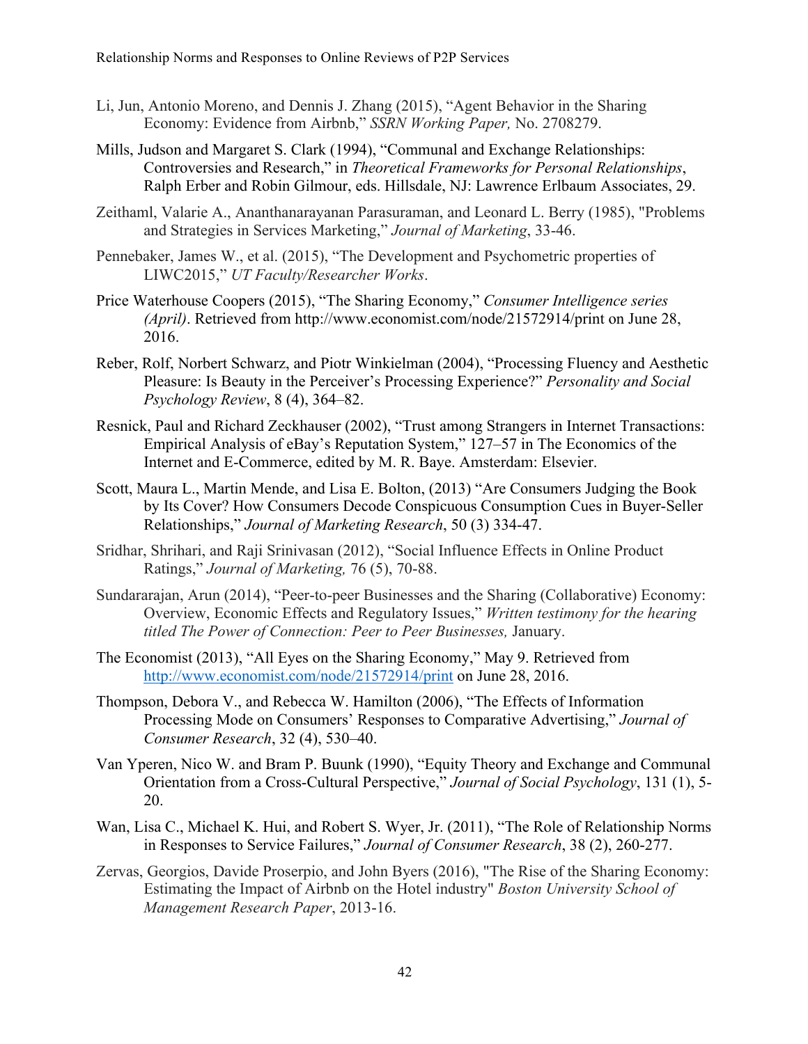Li, Jun, Antonio Moreno, and Dennis J. Zhang (2015), "Agent Behavior in the Sharing Economy: Evidence from Airbnb," *SSRN Working Paper,* No. 2708279.

Mills, Judson and Margaret S. Clark (1994), "Communal and Exchange Relationships: Controversies and Research," in *Theoretical Frameworks for Personal Relationships*, Ralph Erber and Robin Gilmour, eds. Hillsdale, NJ: Lawrence Erlbaum Associates, 29.

Zeithaml, Valarie A., Ananthanarayanan Parasuraman, and Leonard L. Berry (1985), "Problems and Strategies in Services Marketing," *Journal of Marketing*, 33-46.

Pennebaker, James W., et al. (2015), "The Development and Psychometric properties of LIWC2015," *UT Faculty/Researcher Works*.

Price Waterhouse Coopers (2015), "The Sharing Economy," *Consumer Intelligence series (April)*. Retrieved from http://www.economist.com/node/21572914/print on June 28, 2016.

Reber, Rolf, Norbert Schwarz, and Piotr Winkielman (2004), "Processing Fluency and Aesthetic Pleasure: Is Beauty in the Perceiver's Processing Experience?" *Personality and Social Psychology Review*, 8 (4), 364–82.

Resnick, Paul and Richard Zeckhauser (2002), "Trust among Strangers in Internet Transactions: Empirical Analysis of eBay's Reputation System," 127–57 in The Economics of the Internet and E-Commerce, edited by M. R. Baye. Amsterdam: Elsevier.

Scott, Maura L., Martin Mende, and Lisa E. Bolton, (2013) "Are Consumers Judging the Book by Its Cover? How Consumers Decode Conspicuous Consumption Cues in Buyer-Seller Relationships," *Journal of Marketing Research*, 50 (3) 334-47.

Sridhar, Shrihari, and Raji Srinivasan (2012), "Social Influence Effects in Online Product Ratings," *Journal of Marketing,* 76 (5), 70-88.

Sundararajan, Arun (2014), "Peer-to-peer Businesses and the Sharing (Collaborative) Economy: Overview, Economic Effects and Regulatory Issues," *Written testimony for the hearing titled The Power of Connection: Peer to Peer Businesses,* January.

The Economist (2013), "All Eyes on the Sharing Economy," May 9. Retrieved from http://www.economist.com/node/21572914/print on June 28, 2016.

Thompson, Debora V., and Rebecca W. Hamilton (2006), "The Effects of Information Processing Mode on Consumers' Responses to Comparative Advertising," *Journal of Consumer Research*, 32 (4), 530–40.

Van Yperen, Nico W. and Bram P. Buunk (1990), "Equity Theory and Exchange and Communal Orientation from a Cross-Cultural Perspective," *Journal of Social Psychology*, 131 (1), 5-20.

Wan, Lisa C., Michael K. Hui, and Robert S. Wyer, Jr. (2011), "The Role of Relationship Norms in Responses to Service Failures," *Journal of Consumer Research*, 38 (2), 260-277.

Zervas, Georgios, Davide Proserpio, and John Byers (2016), "The Rise of the Sharing Economy: Estimating the Impact of Airbnb on the Hotel industry" *Boston University School of Management Research Paper*, 2013-16.